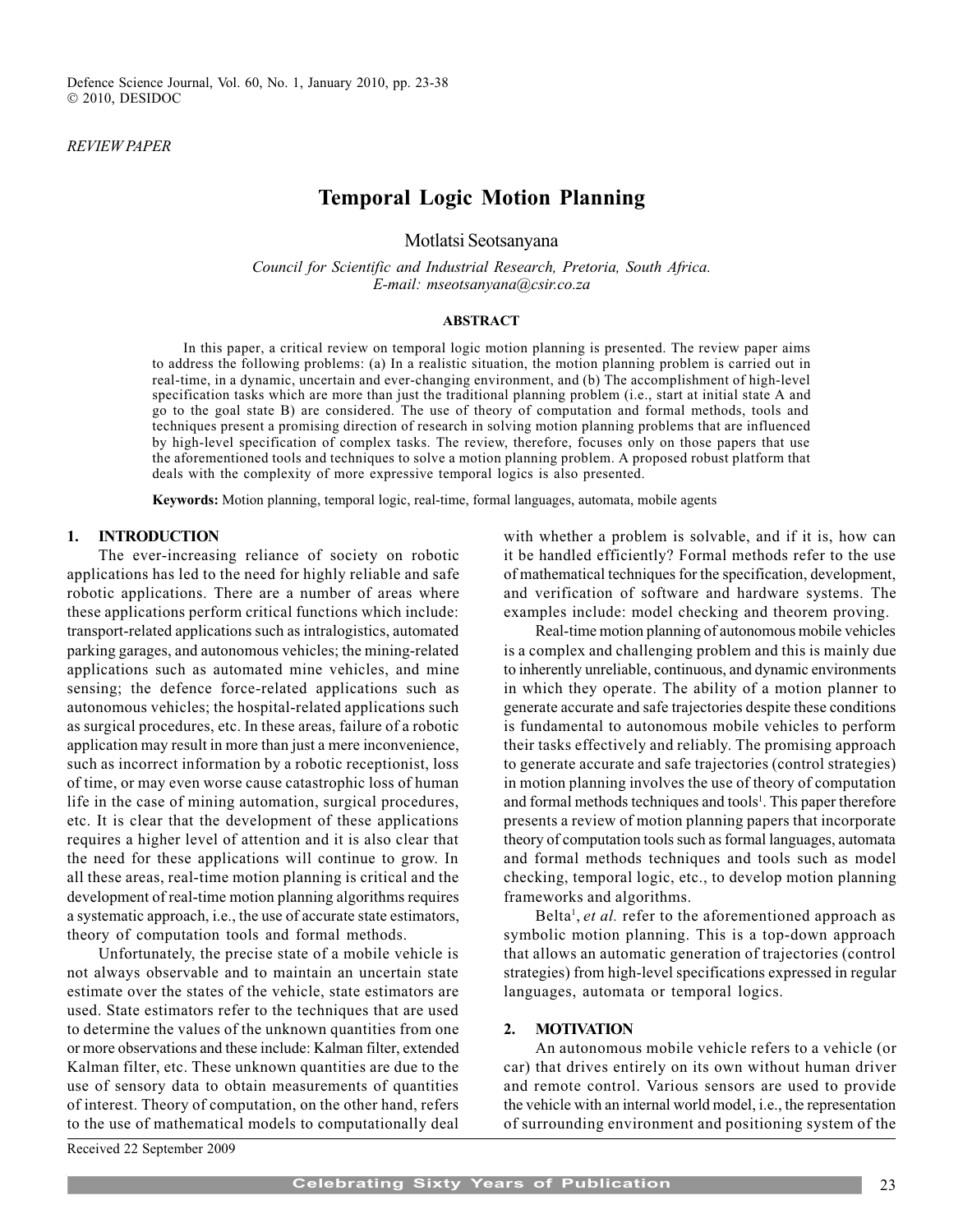*REVIEW PAPER*

# Temporal Logic Motion Planning

Motlatsi Seotsanyana

*Council for Scientific and Industrial Research, Pretoria, South Africa.*
*E-mail: mseotsanyana@csir.co.za*

**ABSTRACT**

In this paper, a critical review on temporal logic motion planning is presented. The review paper aims to address the following problems: (a) In a realistic situation, the motion planning problem is carried out in real-time, in a dynamic, uncertain and ever-changing environment, and (b) The accomplishment of high-level specification tasks which are more than just the traditional planning problem (i.e., start at initial state A and go to the goal state B) are considered. The use of theory of computation and formal methods, tools and techniques present a promising direction of research in solving motion planning problems that are influenced by high-level specification of complex tasks. The review, therefore, focuses only on those papers that use the aforementioned tools and techniques to solve a motion planning problem. A proposed robust platform that deals with the complexity of more expressive temporal logics is also presented.

**Keywords:** Motion planning, temporal logic, real-time, formal languages, automata, mobile agents

## 1. INTRODUCTION

The ever-increasing reliance of society on robotic applications has led to the need for highly reliable and safe robotic applications. There are a number of areas where these applications perform critical functions which include: transport-related applications such as intralogistics, automated parking garages, and autonomous vehicles; the mining-related applications such as automated mine vehicles, and mine sensing; the defence force-related applications such as autonomous vehicles; the hospital-related applications such as surgical procedures, etc. In these areas, failure of a robotic application may result in more than just a mere inconvenience, such as incorrect information by a robotic receptionist, loss of time, or may even worse cause catastrophic loss of human life in the case of mining automation, surgical procedures, etc. It is clear that the development of these applications requires a higher level of attention and it is also clear that the need for these applications will continue to grow. In all these areas, real-time motion planning is critical and the development of real-time motion planning algorithms requires a systematic approach, i.e., the use of accurate state estimators, theory of computation tools and formal methods.

Unfortunately, the precise state of a mobile vehicle is not always observable and to maintain an uncertain state estimate over the states of the vehicle, state estimators are used. State estimators refer to the techniques that are used to determine the values of the unknown quantities from one or more observations and these include: Kalman filter, extended Kalman filter, etc. These unknown quantities are due to the use of sensory data to obtain measurements of quantities of interest. Theory of computation, on the other hand, refers to the use of mathematical models to computationally deal with whether a problem is solvable, and if it is, how can it be handled efficiently? Formal methods refer to the use of mathematical techniques for the specification, development, and verification of software and hardware systems. The examples include: model checking and theorem proving.

Real-time motion planning of autonomous mobile vehicles is a complex and challenging problem and this is mainly due to inherently unreliable, continuous, and dynamic environments in which they operate. The ability of a motion planner to generate accurate and safe trajectories despite these conditions is fundamental to autonomous mobile vehicles to perform their tasks effectively and reliably. The promising approach to generate accurate and safe trajectories (control strategies) in motion planning involves the use of theory of computation and formal methods techniques and tools[1]. This paper therefore presents a review of motion planning papers that incorporate theory of computation tools such as formal languages, automata and formal methods techniques and tools such as model checking, temporal logic, etc., to develop motion planning frameworks and algorithms.

Belta[1], *et al.* refer to the aforementioned approach as symbolic motion planning. This is a top-down approach that allows an automatic generation of trajectories (control strategies) from high-level specifications expressed in regular languages, automata or temporal logics.

## 2. MOTIVATION

An autonomous mobile vehicle refers to a vehicle (or car) that drives entirely on its own without human driver and remote control. Various sensors are used to provide the vehicle with an internal world model, i.e., the representation of surrounding environment and positioning system of the

Received 22 September 2009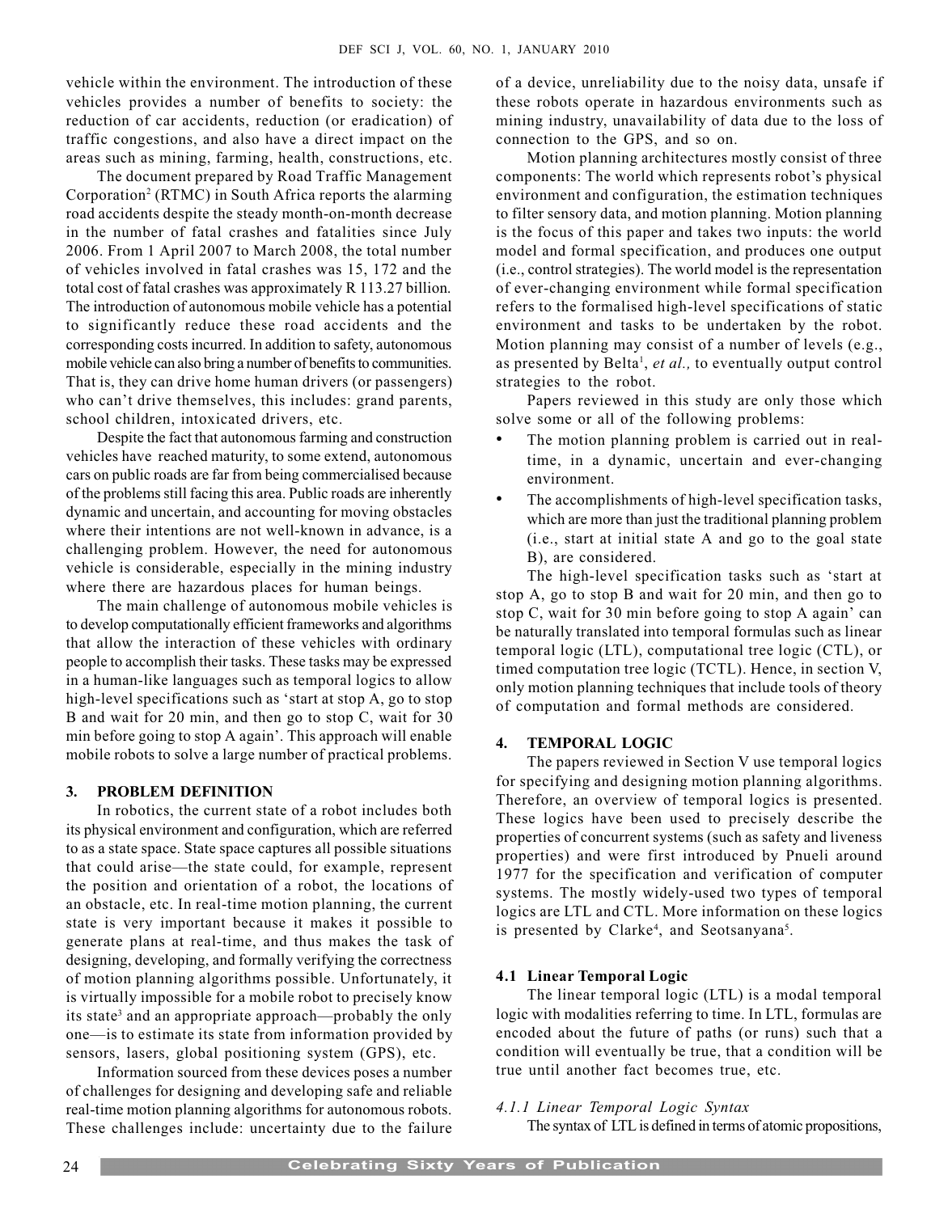vehicle within the environment. The introduction of these vehicles provides a number of benefits to society: the reduction of car accidents, reduction (or eradication) of traffic congestions, and also have a direct impact on the areas such as mining, farming, health, constructions, etc.

The document prepared by Road Traffic Management Corporation[2] (RTMC) in South Africa reports the alarming road accidents despite the steady month-on-month decrease in the number of fatal crashes and fatalities since July 2006. From 1 April 2007 to March 2008, the total number of vehicles involved in fatal crashes was 15, 172 and the total cost of fatal crashes was approximately R 113.27 billion. The introduction of autonomous mobile vehicle has a potential to significantly reduce these road accidents and the corresponding costs incurred. In addition to safety, autonomous mobile vehicle can also bring a number of benefits to communities. That is, they can drive home human drivers (or passengers) who can't drive themselves, this includes: grand parents, school children, intoxicated drivers, etc.

Despite the fact that autonomous farming and construction vehicles have reached maturity, to some extend, autonomous cars on public roads are far from being commercialised because of the problems still facing this area. Public roads are inherently dynamic and uncertain, and accounting for moving obstacles where their intentions are not well-known in advance, is a challenging problem. However, the need for autonomous vehicle is considerable, especially in the mining industry where there are hazardous places for human beings.

The main challenge of autonomous mobile vehicles is to develop computationally efficient frameworks and algorithms that allow the interaction of these vehicles with ordinary people to accomplish their tasks. These tasks may be expressed in a human-like languages such as temporal logics to allow high-level specifications such as 'start at stop A, go to stop B and wait for 20 min, and then go to stop C, wait for 30 min before going to stop A again'. This approach will enable mobile robots to solve a large number of practical problems.

## 3. PROBLEM DEFINITION

In robotics, the current state of a robot includes both its physical environment and configuration, which are referred to as a state space. State space captures all possible situations that could arise—the state could, for example, represent the position and orientation of a robot, the locations of an obstacle, etc. In real-time motion planning, the current state is very important because it makes it possible to generate plans at real-time, and thus makes the task of designing, developing, and formally verifying the correctness of motion planning algorithms possible. Unfortunately, it is virtually impossible for a mobile robot to precisely know its state[3] and an appropriate approach—probably the only one—is to estimate its state from information provided by sensors, lasers, global positioning system (GPS), etc.

Information sourced from these devices poses a number of challenges for designing and developing safe and reliable real-time motion planning algorithms for autonomous robots. These challenges include: uncertainty due to the failure of a device, unreliability due to the noisy data, unsafe if these robots operate in hazardous environments such as mining industry, unavailability of data due to the loss of connection to the GPS, and so on.

Motion planning architectures mostly consist of three components: The world which represents robot's physical environment and configuration, the estimation techniques to filter sensory data, and motion planning. Motion planning is the focus of this paper and takes two inputs: the world model and formal specification, and produces one output (i.e., control strategies). The world model is the representation of ever-changing environment while formal specification refers to the formalised high-level specifications of static environment and tasks to be undertaken by the robot. Motion planning may consist of a number of levels (e.g., as presented by Belta[1], *et al.,* to eventually output control strategies to the robot.

Papers reviewed in this study are only those which solve some or all of the following problems:

- The motion planning problem is carried out in real-time, in a dynamic, uncertain and ever-changing environment.
- The accomplishments of high-level specification tasks, which are more than just the traditional planning problem (i.e., start at initial state A and go to the goal state B), are considered.

The high-level specification tasks such as 'start at stop A, go to stop B and wait for 20 min, and then go to stop C, wait for 30 min before going to stop A again' can be naturally translated into temporal formulas such as linear temporal logic (LTL), computational tree logic (CTL), or timed computation tree logic (TCTL). Hence, in section V, only motion planning techniques that include tools of theory of computation and formal methods are considered.

## 4. TEMPORAL LOGIC

The papers reviewed in Section V use temporal logics for specifying and designing motion planning algorithms. Therefore, an overview of temporal logics is presented. These logics have been used to precisely describe the properties of concurrent systems (such as safety and liveness properties) and were first introduced by Pnueli around 1977 for the specification and verification of computer systems. The mostly widely-used two types of temporal logics are LTL and CTL. More information on these logics is presented by Clarke[4], and Seotsanyana[5].

### 4.1 Linear Temporal Logic

The linear temporal logic (LTL) is a modal temporal logic with modalities referring to time. In LTL, formulas are encoded about the future of paths (or runs) such that a condition will eventually be true, that a condition will be true until another fact becomes true, etc.

#### *4.1.1 Linear Temporal Logic Syntax*

The syntax of LTL is defined in terms of atomic propositions,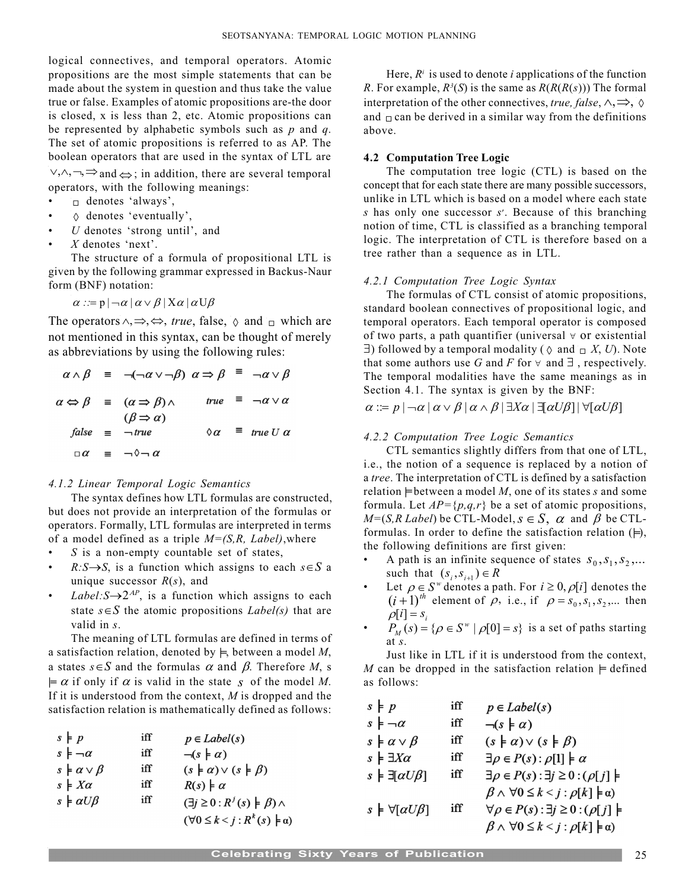logical connectives, and temporal operators. Atomic propositions are the most simple statements that can be made about the system in question and thus take the value true or false. Examples of atomic propositions are-the door is closed, x is less than 2, etc. Atomic propositions can be represented by alphabetic symbols such as *p* and *q*. The set of atomic propositions is referred to as AP. The boolean operators that are used in the syntax of LTL are $\vee, \wedge, \neg, \Rightarrow$ and $\Leftrightarrow$; in addition, there are several temporal operators, with the following meanings:

- $\square$ denotes 'always',
- $\lozenge$ denotes 'eventually',
- *U* denotes 'strong until', and
- *X* denotes 'next'.

The structure of a formula of propositional LTL is given by the following grammar expressed in Backus-Naur form (BNF) notation:

$$\alpha ::= \mathrm{p} \mid \neg\alpha \mid \alpha \vee \beta \mid \mathrm{X}\alpha \mid \alpha \mathrm{U}\beta$$

The operators $\wedge, \Rightarrow, \Leftrightarrow$, *true*, false, $\lozenge$ and $\square$ which are not mentioned in this syntax, can be thought of merely as abbreviations by using the following rules:

$$\alpha \wedge \beta \equiv \neg(\neg\alpha \vee \neg\beta) \qquad \alpha \Rightarrow \beta \equiv \neg\alpha \vee \beta$$

$$\alpha \Leftrightarrow \beta \equiv (\alpha \Rightarrow \beta) \wedge (\beta \Rightarrow \alpha) \qquad true \equiv \neg\alpha \vee \alpha$$

$$false \equiv \neg true \qquad \lozenge\alpha \equiv true\ U\ \alpha$$

$$\square\alpha \equiv \neg\lozenge\neg\alpha$$

#### 4.1.2 Linear Temporal Logic Semantics

The syntax defines how LTL formulas are constructed, but does not provide an interpretation of the formulas or operators. Formally, LTL formulas are interpreted in terms of a model defined as a triple *M=(S,R, Label)*,where

- *S* is a non-empty countable set of states,
- $R{:}S \rightarrow S$, is a function which assigns to each $s \in S$ a unique successor $R(s)$, and
- $Label{:}S \rightarrow 2^{AP}$, is a function which assigns to each state $s \in S$ the atomic propositions *Label(s)* that are valid in *s*.

The meaning of LTL formulas are defined in terms of a satisfaction relation, denoted by $\models$, between a model *M*, a states $s \in S$ and the formulas $\alpha$ and $\beta$. Therefore *M*, s $\models \alpha$ if only if $\alpha$ is valid in the state $s$ of the model *M*. If it is understood from the context, *M* is dropped and the satisfaction relation is mathematically defined as follows:

| | | |
|---|---|---|
| $s \models p$ | iff | $p \in Label(s)$ |
| $s \models \neg\alpha$ | iff | $\neg(s \models \alpha)$ |
| $s \models \alpha \vee \beta$ | iff | $(s \models \alpha) \vee (s \models \beta)$ |
| $s \models X\alpha$ | iff | $R(s) \models \alpha$ |
| $s \models \alpha U \beta$ | iff | $(\exists j \geq 0 : R^j(s) \models \beta) \wedge (\forall 0 \leq k < j : R^k(s) \models \alpha)$ |

Here, $R^i$ is used to denote *i* applications of the function *R*. For example, $R^3(S)$ is the same as $R(R(R(s)))$ The formal interpretation of the other connectives, *true, false*, $\wedge, \Rightarrow$, $\lozenge$ and $\square$ can be derived in a similar way from the definitions above.

### 4.2 Computation Tree Logic

The computation tree logic (CTL) is based on the concept that for each state there are many possible successors, unlike in LTL which is based on a model where each state *s* has only one successor *s′*. Because of this branching notion of time, CTL is classified as a branching temporal logic. The interpretation of CTL is therefore based on a tree rather than a sequence as in LTL.

#### 4.2.1 Computation Tree Logic Syntax

The formulas of CTL consist of atomic propositions, standard boolean connectives of propositional logic, and temporal operators. Each temporal operator is composed of two parts, a path quantifier (universal $\forall$ or existential $\exists$) followed by a temporal modality ($\lozenge$ and $\square$ *X*, *U*). Note that some authors use *G* and *F* for $\forall$ and $\exists$ , respectively. The temporal modalities have the same meanings as in Section 4.1. The syntax is given by the BNF:

$$\alpha ::= p \mid \neg\alpha \mid \alpha \vee \beta \mid \alpha \wedge \beta \mid \exists X\alpha \mid \exists[\alpha U \beta] \mid \forall[\alpha U \beta]$$

#### 4.2.2 Computation Tree Logic Semantics

CTL semantics slightly differs from that one of LTL, i.e., the notion of a sequence is replaced by a notion of a *tree*. The interpretation of CTL is defined by a satisfaction relation $\models$ between a model *M*, one of its states *s* and some formula. Let *AP={p,q,r}* be a set of atomic propositions, *M=(S,R Label)* be CTL-Model, $s \in S$, $\alpha$ and $\beta$ be CTL-formulas. In order to define the satisfaction relation ($\models$), the following definitions are first given:

- A path is an infinite sequence of states $s_0, s_1, s_2, \ldots$ such that $(s_i, s_{i+1}) \in R$
- Let $\rho \in S^w$ denotes a path. For $i \geq 0, \rho[i]$ denotes the $(i+1)^{th}$ element of $\rho$, i.e., if $\rho = s_0, s_1, s_2, \ldots$ then $\rho[i] = s_i$
- $P_M(s) = \{\rho \in S^w \mid \rho[0] = s\}$ is a set of paths starting at *s*.

Just like in LTL if it is understood from the context, *M* can be dropped in the satisfaction relation $\models$ defined as follows:

| | | |
|---|---|---|
| $s \models p$ | iff | $p \in Label(s)$ |
| $s \models \neg\alpha$ | iff | $\neg(s \models \alpha)$ |
| $s \models \alpha \vee \beta$ | iff | $(s \models \alpha) \vee (s \models \beta)$ |
| $s \models \exists X\alpha$ | iff | $\exists \rho \in P(s) : \rho[1] \models \alpha$ |
| $s \models \exists[\alpha U \beta]$ | iff | $\exists \rho \in P(s) : \exists j \geq 0 : (\rho[j] \models \beta \wedge \forall 0 \leq k < j : \rho[k] \models \alpha)$ |
| $s \models \forall[\alpha U \beta]$ | iff | $\forall \rho \in P(s) : \exists j \geq 0 : (\rho[j] \models \beta \wedge \forall 0 \leq k < j : \rho[k] \models \alpha)$ |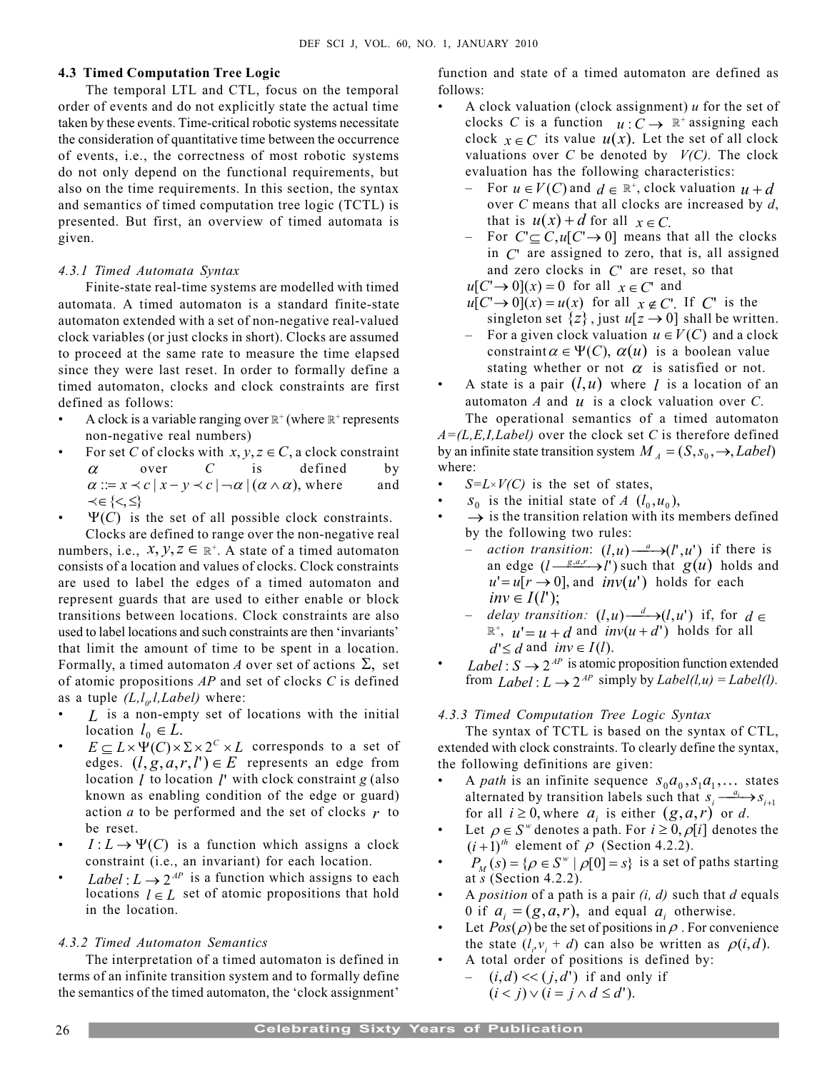### 4.3 Timed Computation Tree Logic

The temporal LTL and CTL, focus on the temporal order of events and do not explicitly state the actual time taken by these events. Time-critical robotic systems necessitate the consideration of quantitative time between the occurrence of events, i.e., the correctness of most robotic systems do not only depend on the functional requirements, but also on the time requirements. In this section, the syntax and semantics of timed computation tree logic (TCTL) is presented. But first, an overview of timed automata is given.

#### *4.3.1 Timed Automata Syntax*

Finite-state real-time systems are modelled with timed automata. A timed automaton is a standard finite-state automaton extended with a set of non-negative real-valued clock variables (or just clocks in short). Clocks are assumed to proceed at the same rate to measure the time elapsed since they were last reset. In order to formally define a timed automaton, clocks and clock constraints are first defined as follows:

- A clock is a variable ranging over $\mathbb{R}^+$ (where $\mathbb{R}^+$ represents non-negative real numbers)
- For set *C* of clocks with $x, y, z \in C$, a clock constraint $\alpha$ over *C* is defined by $\alpha ::= x \prec c \mid x - y \prec c \mid \neg\alpha \mid (\alpha \wedge \alpha)$, where and $\prec \in \{<, \leq\}$
- $\Psi(C)$ is the set of all possible clock constraints.

Clocks are defined to range over the non-negative real numbers, i.e., $x, y, z \in \mathbb{R}^+$. A state of a timed automaton consists of a location and values of clocks. Clock constraints are used to label the edges of a timed automaton and represent guards that are used to either enable or block transitions between locations. Clock constraints are also used to label locations and such constraints are then 'invariants' that limit the amount of time to be spent in a location. Formally, a timed automaton *A* over set of actions $\Sigma$, set of atomic propositions *AP* and set of clocks *C* is defined as a tuple $(L, l_0, I, Label)$ where:

- $L$ is a non-empty set of locations with the initial location $l_0 \in L$.
- $E \subseteq L \times \Psi(C) \times \Sigma \times 2^C \times L$ corresponds to a set of edges. $(l, g, a, r, l') \in E$ represents an edge from location $l$ to location $l'$ with clock constraint *g* (also known as enabling condition of the edge or guard) action *a* to be performed and the set of clocks $r$ to be reset.
- $I : L \rightarrow \Psi(C)$ is a function which assigns a clock constraint (i.e., an invariant) for each location.
- $Label : L \rightarrow 2^{AP}$ is a function which assigns to each locations $l \in L$ set of atomic propositions that hold in the location.

#### *4.3.2 Timed Automaton Semantics*

The interpretation of a timed automaton is defined in terms of an infinite transition system and to formally define the semantics of the timed automaton, the 'clock assignment' function and state of a timed automaton are defined as follows:

- A clock valuation (clock assignment) *u* for the set of clocks *C* is a function $u : C \rightarrow \mathbb{R}^+$ assigning each clock $x \in C$ its value $u(x)$. Let the set of all clock valuations over *C* be denoted by *V(C)*. The clock evaluation has the following characteristics:
  - For $u \in V(C)$ and $d \in \mathbb{R}^+$, clock valuation $u + d$ over *C* means that all clocks are increased by *d*, that is $u(x) + d$ for all $x \in C$.
  - For $C' \subseteq C, u[C' \rightarrow 0]$ means that all the clocks in $C'$ are assigned to zero, that is, all assigned and zero clocks in $C'$ are reset, so that $u[C' \rightarrow 0](x) = 0$ for all $x \in C'$ and $u[C' \rightarrow 0](x) = u(x)$ for all $x \notin C'$. If $C'$ is the singleton set $\{z\}$, just $u[z \rightarrow 0]$ shall be written.
  - For a given clock valuation $u \in V(C)$ and a clock constraint $\alpha \in \Psi(C)$, $\alpha(u)$ is a boolean value stating whether or not $\alpha$ is satisfied or not.
- A state is a pair $(l, u)$ where $l$ is a location of an automaton *A* and $u$ is a clock valuation over *C*.

The operational semantics of a timed automaton *A=(L,E,I,Label)* over the clock set *C* is therefore defined by an infinite state transition system $M_A = (S, s_0, \rightarrow, Label)$ where:

- *S=L×V(C)* is the set of states,
- $s_0$ is the initial state of *A* $(l_0, u_0)$,
- $\rightarrow$ is the transition relation with its members defined by the following two rules:
  - *action transition*: $(l,u) \xrightarrow{a} (l',u')$ if there is an edge $(l \xrightarrow{g,a,r} l')$ such that $g(u)$ holds and $u' = u[r \rightarrow 0]$, and $inv(u')$ holds for each $inv \in I(l')$;
  - *delay transition:* $(l,u) \xrightarrow{d} (l,u')$ if, for $d \in \mathbb{R}^+$, $u' = u + d$ and $inv(u + d')$ holds for all $d' \leq d$ and $inv \in I(l)$.
- $Label : S \rightarrow 2^{AP}$ is atomic proposition function extended from $Label : L \rightarrow 2^{AP}$ simply by *Label(l,u) = Label(l)*.

#### *4.3.3 Timed Computation Tree Logic Syntax*

The syntax of TCTL is based on the syntax of CTL, extended with clock constraints. To clearly define the syntax, the following definitions are given:

- A *path* is an infinite sequence $s_0 a_0, s_1 a_1, \ldots$ states alternated by transition labels such that $s_i \xrightarrow{a_i} s_{i+1}$ for all $i \geq 0$, where $a_i$ is either $(g, a, r)$ or *d*.
- Let $\rho \in S^w$ denotes a path. For $i \geq 0, \rho[i]$ denotes the $(i+1)^{th}$ element of $\rho$ (Section 4.2.2).
- $P_M(s) = \{\rho \in S^w \mid \rho[0] = s\}$ is a set of paths starting at *s* (Section 4.2.2).
- A *position* of a path is a pair *(i, d)* such that *d* equals 0 if $a_i = (g, a, r)$, and equal $a_i$ otherwise.
- Let $Pos(\rho)$ be the set of positions in $\rho$. For convenience the state $(l_i, v_i + d)$ can also be written as $\rho(i, d)$.
- A total order of positions is defined by:
  - $(i, d) << (j, d')$ if and only if $(i < j) \vee (i = j \wedge d \leq d')$.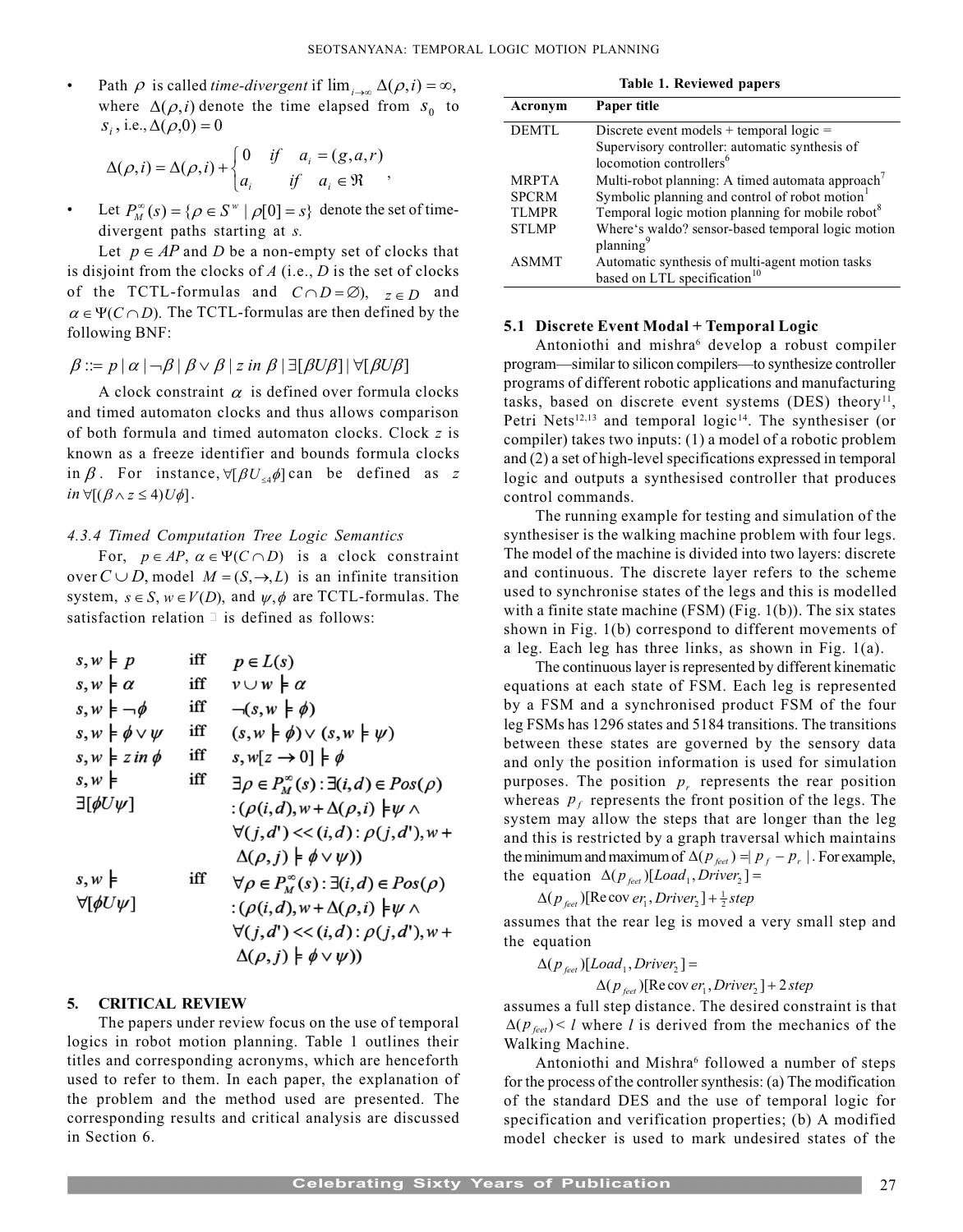- Path $\rho$ is called *time-divergent* if $\lim_{i\to\infty} \Delta(\rho,i) = \infty$, where $\Delta(\rho,i)$ denote the time elapsed from $s_0$ to $s_i$, i.e., $\Delta(\rho,0) = 0$

$$\Delta(\rho,i) = \Delta(\rho,i) + \begin{cases} 0 & if \quad a_i = (g,a,r) \\ a_i & if \quad a_i \in \Re \end{cases},$$

- Let $P_M^\infty(s) = \{\rho \in S^w \mid \rho[0] = s\}$ denote the set of time-divergent paths starting at *s*.

Let $p \in AP$ and $D$ be a non-empty set of clocks that is disjoint from the clocks of $A$ (i.e., $D$ is the set of clocks of the TCTL-formulas and $C \cap D = \emptyset$), $z \in D$ and $\alpha \in \Psi(C \cap D)$. The TCTL-formulas are then defined by the following BNF:

$$\beta ::= p \mid \alpha \mid \neg\beta \mid \beta \vee \beta \mid z \ in \ \beta \mid \exists[\beta U \beta] \mid \forall[\beta U \beta]$$

A clock constraint $\alpha$ is defined over formula clocks and timed automaton clocks and thus allows comparison of both formula and timed automaton clocks. Clock $z$ is known as a freeze identifier and bounds formula clocks in $\beta$. For instance, $\forall[\beta U_{\leq 4} \phi]$ can be defined as $z \ in \ \forall[(\beta \wedge z \leq 4) U \phi]$.

#### 4.3.4 Timed Computation Tree Logic Semantics

For, $p \in AP$, $\alpha \in \Psi(C \cap D)$ is a clock constraint over $C \cup D$, model $M = (S, \rightarrow, L)$ is an infinite transition system, $s \in S$, $w \in V(D)$, and $\psi, \phi$ are TCTL-formulas. The satisfaction relation ⊨ is defined as follows:

| | | |
|---|---|---|
| $s, w \models p$ | iff | $p \in L(s)$ |
| $s, w \models \alpha$ | iff | $v \cup w \models \alpha$ |
| $s, w \models \neg\phi$ | iff | $\neg(s, w \models \phi)$ |
| $s, w \models \phi \vee \psi$ | iff | $(s, w \models \phi) \vee (s, w \models \psi)$ |
| $s, w \models z \ in \ \phi$ | iff | $s, w[z \rightarrow 0] \models \phi$ |
| $s, w \models \exists[\phi U \psi]$ | iff | $\exists \rho \in P_M^\infty(s) : \exists(i,d) \in Pos(\rho) : (\rho(i,d), w + \Delta(\rho,i) \models \psi \wedge \forall(j,d') << (i,d) : \rho(j,d'), w + \Delta(\rho,j) \models \phi \vee \psi))$ |
| $s, w \models \forall[\phi U \psi]$ | iff | $\forall \rho \in P_M^\infty(s) : \exists(i,d) \in Pos(\rho) : (\rho(i,d), w + \Delta(\rho,i) \models \psi \wedge \forall(j,d') << (i,d) : \rho(j,d'), w + \Delta(\rho,j) \models \phi \vee \psi))$ |

## 5. CRITICAL REVIEW

The papers under review focus on the use of temporal logics in robot motion planning. Table 1 outlines their titles and corresponding acronyms, which are henceforth used to refer to them. In each paper, the explanation of the problem and the method used are presented. The corresponding results and critical analysis are discussed in Section 6.

**Table 1. Reviewed papers**

| Acronym | Paper title |
|---|---|
| DEMTL | Discrete event models + temporal logic = Supervisory controller: automatic synthesis of locomotion controllers[6] |
| MRPTA | Multi-robot planning: A timed automata approach[7] |
| SPCRM | Symbolic planning and control of robot motion[1] |
| TLMPR | Temporal logic motion planning for mobile robot[8] |
| STLMP | Where's waldo? sensor-based temporal logic motion planning[9] |
| ASMMT | Automatic synthesis of multi-agent motion tasks based on LTL specification[10] |

### 5.1 Discrete Event Modal + Temporal Logic

Antoniothi and mishra[6] develop a robust compiler program—similar to silicon compilers—to synthesize controller programs of different robotic applications and manufacturing tasks, based on discrete event systems (DES) theory[11], Petri Nets[12,13] and temporal logic[14]. The synthesiser (or compiler) takes two inputs: (1) a model of a robotic problem and (2) a set of high-level specifications expressed in temporal logic and outputs a synthesised controller that produces control commands.

The running example for testing and simulation of the synthesiser is the walking machine problem with four legs. The model of the machine is divided into two layers: discrete and continuous. The discrete layer refers to the scheme used to synchronise states of the legs and this is modelled with a finite state machine (FSM) (Fig. 1(b)). The six states shown in Fig. 1(b) correspond to different movements of a leg. Each leg has three links, as shown in Fig. 1(a).

The continuous layer is represented by different kinematic equations at each state of FSM. Each leg is represented by a FSM and a synchronised product FSM of the four leg FSMs has 1296 states and 5184 transitions. The transitions between these states are governed by the sensory data and only the position information is used for simulation purposes. The position $p_r$ represents the rear position whereas $p_f$ represents the front position of the legs. The system may allow the steps that are longer than the leg and this is restricted by a graph traversal which maintains the minimum and maximum of $\Delta(p_{feet}) = | p_f - p_r |$. For example, the equation $\Delta(p_{feet})[Load_1, Driver_2] =$

$$\Delta(p_{feet})[\text{Recover}_1, Driver_2] + \tfrac{1}{2} step$$

assumes that the rear leg is moved a very small step and the equation

$$\Delta(p_{feet})[Load_1, Driver_2] = \Delta(p_{feet})[\text{Recover}_1, Driver_2] + 2\, step$$

assumes a full step distance. The desired constraint is that $\Delta(p_{feet}) < l$ where $l$ is derived from the mechanics of the Walking Machine.

Antoniothi and Mishra[6] followed a number of steps for the process of the controller synthesis: (a) The modification of the standard DES and the use of temporal logic for specification and verification properties; (b) A modified model checker is used to mark undesired states of the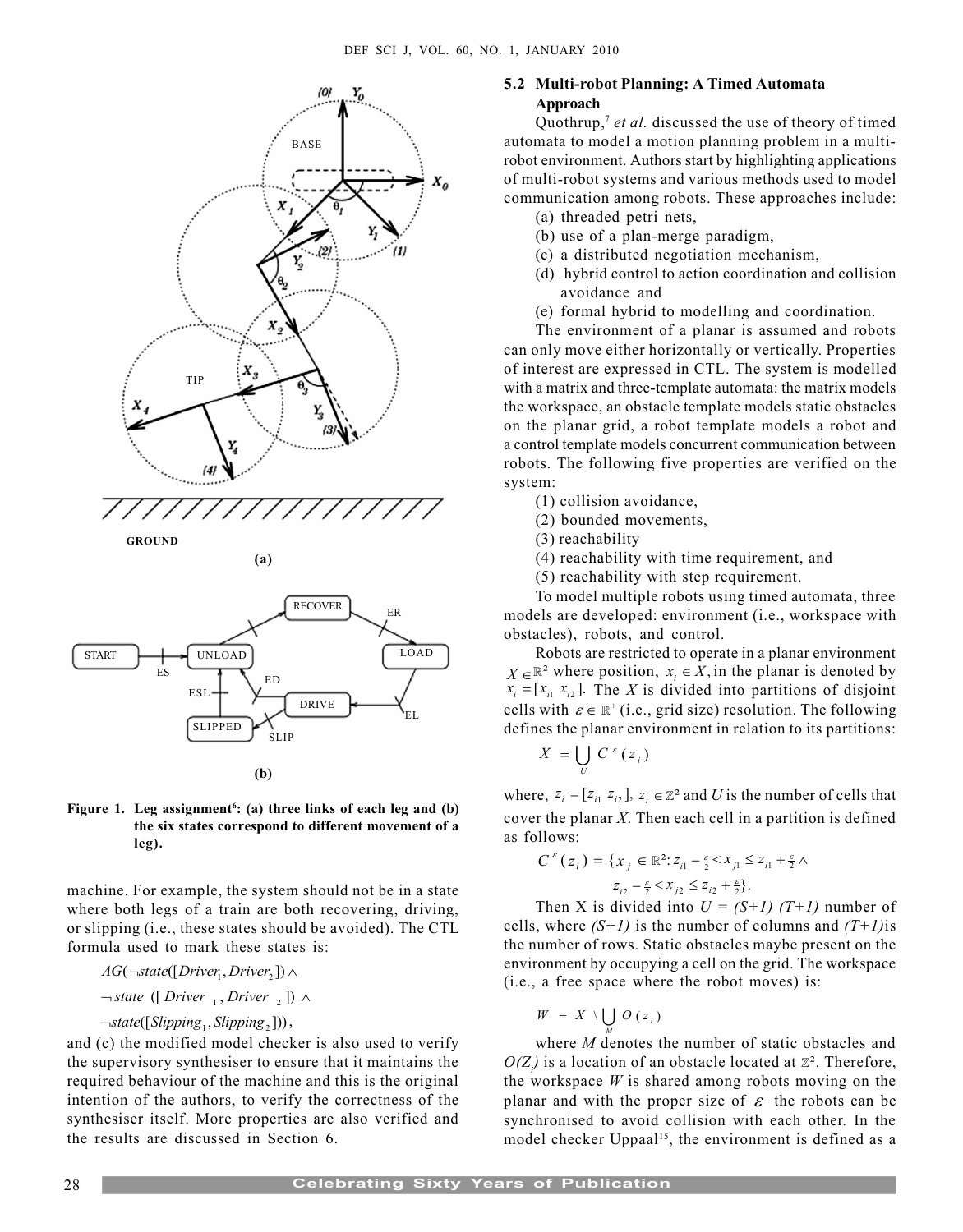Figure 1. Leg assignment[6]: (a) three links of each leg and (b) the six states correspond to different movement of a leg).

machine. For example, the system should not be in a state where both legs of a train are both recovering, driving, or slipping (i.e., these states should be avoided). The CTL formula used to mark these states is:

$$AG(\neg state([Driver_1, Driver_2]) \wedge$$
$$\neg state([Driver_1, Driver_2]) \wedge$$
$$\neg state([Slipping_1, Slipping_2])),$$

and (c) the modified model checker is also used to verify the supervisory synthesiser to ensure that it maintains the required behaviour of the machine and this is the original intention of the authors, to verify the correctness of the synthesiser itself. More properties are also verified and the results are discussed in Section 6.

### 5.2 Multi-robot Planning: A Timed Automata Approach

Quothrup,[7] *et al.* discussed the use of theory of timed automata to model a motion planning problem in a multi-robot environment. Authors start by highlighting applications of multi-robot systems and various methods used to model communication among robots. These approaches include:

(a) threaded petri nets,
(b) use of a plan-merge paradigm,
(c) a distributed negotiation mechanism,
(d) hybrid control to action coordination and collision avoidance and
(e) formal hybrid to modelling and coordination.

The environment of a planar is assumed and robots can only move either horizontally or vertically. Properties of interest are expressed in CTL. The system is modelled with a matrix and three-template automata: the matrix models the workspace, an obstacle template models static obstacles on the planar grid, a robot template models a robot and a control template models concurrent communication between robots. The following five properties are verified on the system:

(1) collision avoidance,
(2) bounded movements,
(3) reachability
(4) reachability with time requirement, and
(5) reachability with step requirement.

To model multiple robots using timed automata, three models are developed: environment (i.e., workspace with obstacles), robots, and control.

Robots are restricted to operate in a planar environment $X \in \mathbb{R}^2$ where position, $x_i \in X$, in the planar is denoted by $x_i = [x_{i1}\ x_{i2}]$. The $X$ is divided into partitions of disjoint cells with $\varepsilon \in \mathbb{R}^+$ (i.e., grid size) resolution. The following defines the planar environment in relation to its partitions:

$$X = \bigcup_U C^{\varepsilon}(z_i)$$

where, $z_i = [z_{i1}\ z_{i2}]$, $z_i \in \mathbb{Z}^2$ and $U$ is the number of cells that cover the planar $X$. Then each cell in a partition is defined as follows:

$$C^{\varepsilon}(z_i) = \{x_j \in \mathbb{R}^2 : z_{i1} - \tfrac{\varepsilon}{2} < x_{j1} \le z_{i1} + \tfrac{\varepsilon}{2} \wedge$$
$$z_{i2} - \tfrac{\varepsilon}{2} < x_{j2} \le z_{i2} + \tfrac{\varepsilon}{2}\}.$$

Then X is divided into $U = (S+1)\ (T+1)$ number of cells, where $(S+1)$ is the number of columns and $(T+1)$ is the number of rows. Static obstacles maybe present on the environment by occupying a cell on the grid. The workspace (i.e., a free space where the robot moves) is:

$$W = X \setminus \bigcup_M O(z_i)$$

where $M$ denotes the number of static obstacles and $O(Z_i)$ is a location of an obstacle located at $\mathbb{Z}^2$. Therefore, the workspace $W$ is shared among robots moving on the planar and with the proper size of $\varepsilon$ the robots can be synchronised to avoid collision with each other. In the model checker Uppaal[15], the environment is defined as a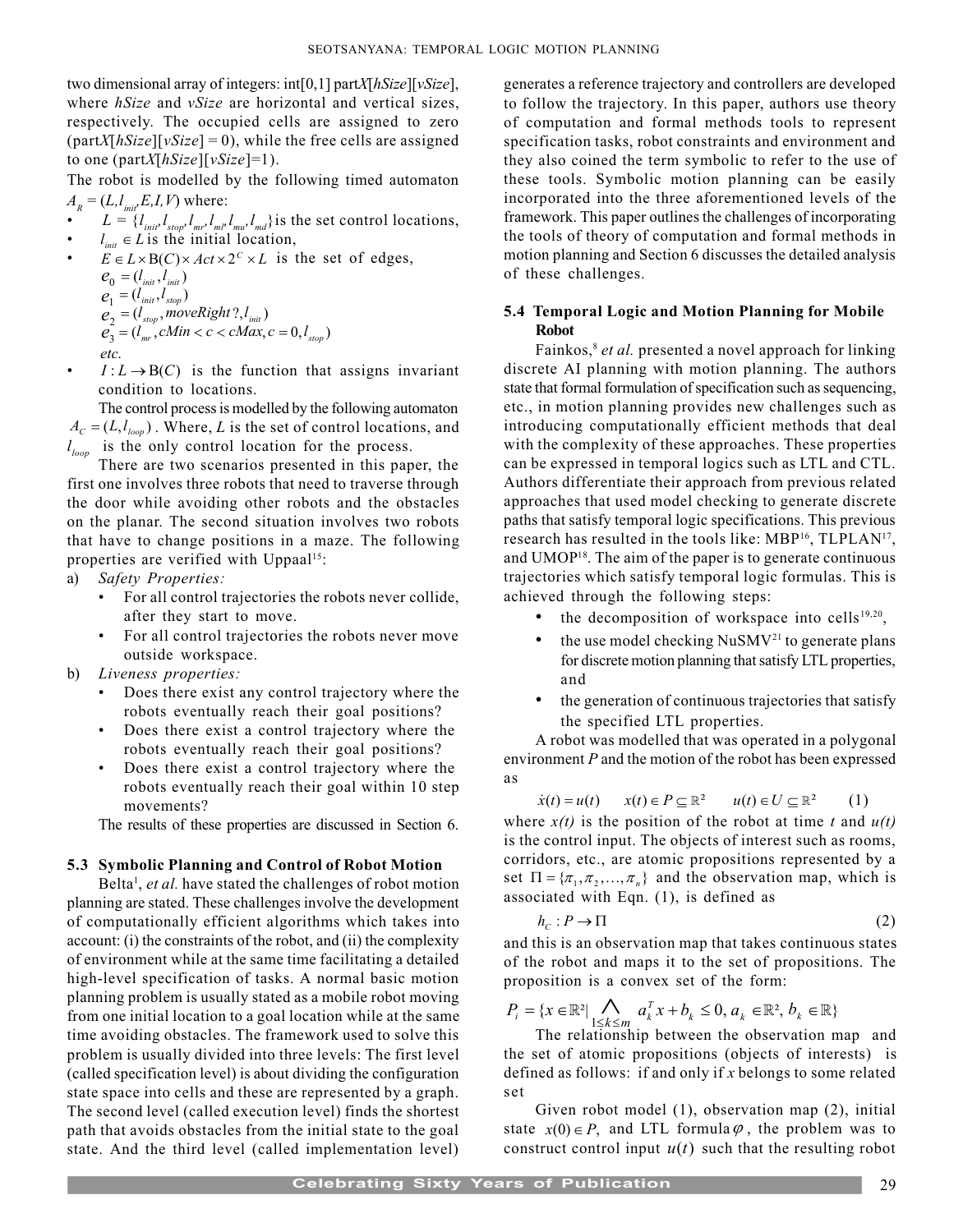two dimensional array of integers: int[0,1] part$X$[$hSize$][$vSize$], where $hSize$ and $vSize$ are horizontal and vertical sizes, respectively. The occupied cells are assigned to zero (part$X$[$hSize$][$vSize$] = 0), while the free cells are assigned to one (part$X$[$hSize$][$vSize$]=1).

The robot is modelled by the following timed automaton $A_R = (L, l_{init}, E, I, V)$ where:

- $L = \{l_{init}, l_{stop}, l_{mr}, l_{ml}, l_{mu}, l_{md}\}$ is the set control locations,
- $l_{init} \in L$ is the initial location,
- $E \in L \times B(C) \times Act \times 2^C \times L$ is the set of edges,
  $e_0 = (l_{init}, l_{init})$
  $e_1 = (l_{init}, l_{stop})$
  $e_2 = (l_{stop}, moveRight?, l_{init})$
  $e_3 = (l_{mr}, cMin < c < cMax, c = 0, l_{stop})$
  *etc.*
- $I : L \to B(C)$ is the function that assigns invariant condition to locations.

The control process is modelled by the following automaton $A_C = (L, l_{loop})$. Where, $L$ is the set of control locations, and $l_{loop}$ is the only control location for the process.

There are two scenarios presented in this paper, the first one involves three robots that need to traverse through the door while avoiding other robots and the obstacles on the planar. The second situation involves two robots that have to change positions in a maze. The following properties are verified with Uppaal[15]:

a) *Safety Properties:*
   - For all control trajectories the robots never collide, after they start to move.
   - For all control trajectories the robots never move outside workspace.

b) *Liveness properties:*
   - Does there exist any control trajectory where the robots eventually reach their goal positions?
   - Does there exist a control trajectory where the robots eventually reach their goal positions?
   - Does there exist a control trajectory where the robots eventually reach their goal within 10 step movements?

The results of these properties are discussed in Section 6.

### 5.3 Symbolic Planning and Control of Robot Motion

Belta[1], *et al.* have stated the challenges of robot motion planning are stated. These challenges involve the development of computationally efficient algorithms which takes into account: (i) the constraints of the robot, and (ii) the complexity of environment while at the same time facilitating a detailed high-level specification of tasks. A normal basic motion planning problem is usually stated as a mobile robot moving from one initial location to a goal location while at the same time avoiding obstacles. The framework used to solve this problem is usually divided into three levels: The first level (called specification level) is about dividing the configuration state space into cells and these are represented by a graph. The second level (called execution level) finds the shortest path that avoids obstacles from the initial state to the goal state. And the third level (called implementation level) generates a reference trajectory and controllers are developed to follow the trajectory. In this paper, authors use theory of computation and formal methods tools to represent specification tasks, robot constraints and environment and they also coined the term symbolic to refer to the use of these tools. Symbolic motion planning can be easily incorporated into the three aforementioned levels of the framework. This paper outlines the challenges of incorporating the tools of theory of computation and formal methods in motion planning and Section 6 discusses the detailed analysis of these challenges.

### 5.4 Temporal Logic and Motion Planning for Mobile Robot

Fainkos,[8] *et al.* presented a novel approach for linking discrete AI planning with motion planning. The authors state that formal formulation of specification such as sequencing, etc., in motion planning provides new challenges such as introducing computationally efficient methods that deal with the complexity of these approaches. These properties can be expressed in temporal logics such as LTL and CTL. Authors differentiate their approach from previous related approaches that used model checking to generate discrete paths that satisfy temporal logic specifications. This previous research has resulted in the tools like: MBP[16], TLPLAN[17], and UMOP[18]. The aim of the paper is to generate continuous trajectories which satisfy temporal logic formulas. This is achieved through the following steps:

- the decomposition of workspace into cells[19,20],
- the use model checking NuSMV[21] to generate plans for discrete motion planning that satisfy LTL properties, and
- the generation of continuous trajectories that satisfy the specified LTL properties.

A robot was modelled that was operated in a polygonal environment $P$ and the motion of the robot has been expressed as

$$\dot{x}(t) = u(t) \qquad x(t) \in P \subseteq \mathbb{R}^2 \qquad u(t) \in U \subseteq \mathbb{R}^2 \qquad (1)$$

where $x(t)$ is the position of the robot at time $t$ and $u(t)$ is the control input. The objects of interest such as rooms, corridors, etc., are atomic propositions represented by a set $\Pi = \{\pi_1, \pi_2, \ldots, \pi_n\}$ and the observation map, which is associated with Eqn. (1), is defined as

$$h_C : P \to \Pi \qquad (2)$$

and this is an observation map that takes continuous states of the robot and maps it to the set of propositions. The proposition is a convex set of the form:

$$P_i = \{x \in \mathbb{R}^2 | \bigwedge_{1 \le k \le m} a_k^T x + b_k \le 0, a_k \in \mathbb{R}^2, b_k \in \mathbb{R}\}$$

The relationship between the observation map and the set of atomic propositions (objects of interests) is defined as follows: if and only if $x$ belongs to some related set

Given robot model (1), observation map (2), initial state $x(0) \in P$, and LTL formula $\varphi$, the problem was to construct control input $u(t)$ such that the resulting robot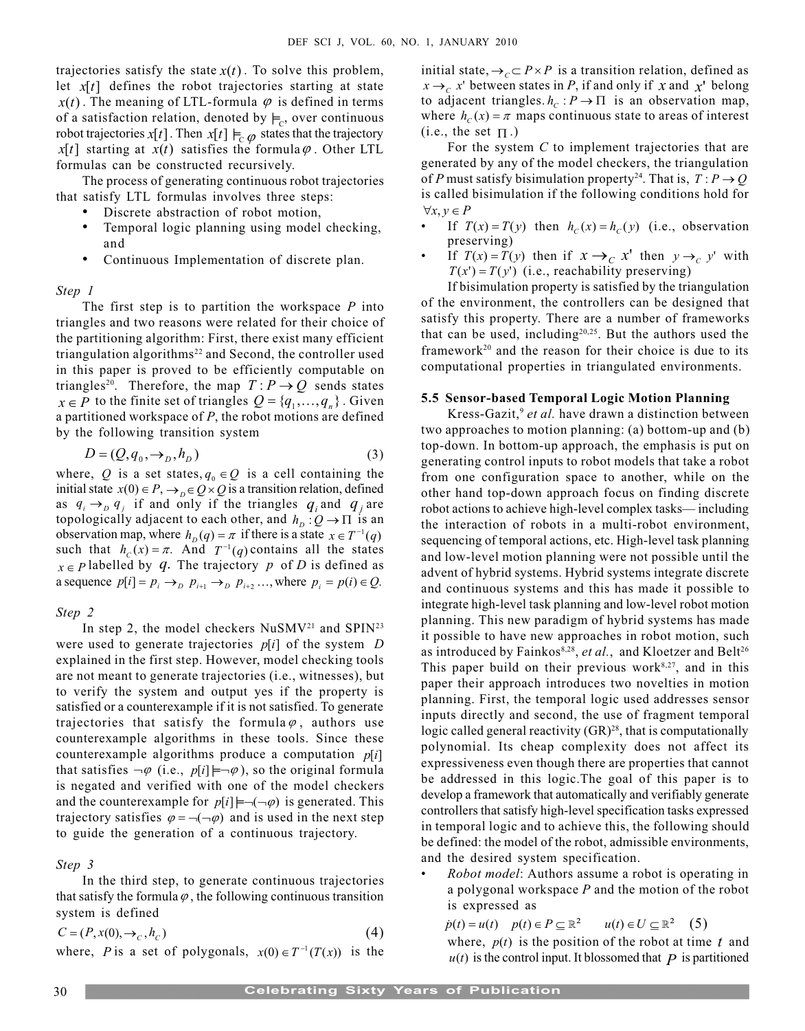trajectories satisfy the state $x(t)$. To solve this problem, let $x[t]$ defines the robot trajectories starting at state $x(t)$. The meaning of LTL-formula $\varphi$ is defined in terms of a satisfaction relation, denoted by $\models_C$, over continuous robot trajectories $x[t]$. Then $x[t] \models_C \varphi$ states that the trajectory $x[t]$ starting at $x(t)$ satisfies the formula $\varphi$. Other LTL formulas can be constructed recursively.

The process of generating continuous robot trajectories that satisfy LTL formulas involves three steps:

- Discrete abstraction of robot motion,
- Temporal logic planning using model checking, and
- Continuous Implementation of discrete plan.

*Step 1*

The first step is to partition the workspace $P$ into triangles and two reasons were related for their choice of the partitioning algorithm: First, there exist many efficient triangulation algorithms[22] and Second, the controller used in this paper is proved to be efficiently computable on triangles[20]. Therefore, the map $T: P \rightarrow Q$ sends states $x \in P$ to the finite set of triangles $Q = \{q_1, \ldots, q_n\}$. Given a partitioned workspace of $P$, the robot motions are defined by the following transition system

$$D = (Q, q_0, \rightarrow_D, h_D) \tag{3}$$

where, $Q$ is a set states, $q_0 \in Q$ is a cell containing the initial state $x(0) \in P$, $\rightarrow_D \in Q \times Q$ is a transition relation, defined as $q_i \rightarrow_D q_j$ if and only if the triangles $q_i$ and $q_j$ are topologically adjacent to each other, and $h_D : Q \rightarrow \Pi$ is an observation map, where $h_D(q) = \pi$ if there is a state $x \in T^{-1}(q)$ such that $h_C(x) = \pi$. And $T^{-1}(q)$ contains all the states $x \in P$ labelled by $q$. The trajectory $p$ of $D$ is defined as a sequence $p[i] = p_i \rightarrow_D p_{i+1} \rightarrow_D p_{i+2} \ldots$, where $p_i = p(i) \in Q$.

*Step 2*

In step 2, the model checkers NuSMV[21] and SPIN[23] were used to generate trajectories $p[i]$ of the system $D$ explained in the first step. However, model checking tools are not meant to generate trajectories (i.e., witnesses), but to verify the system and output yes if the property is satisfied or a counterexample if it is not satisfied. To generate trajectories that satisfy the formula $\varphi$, authors use counterexample algorithms in these tools. Since these counterexample algorithms produce a computation $p[i]$ that satisfies $\neg\varphi$ (i.e., $p[i] \models \neg\varphi$), so the original formula is negated and verified with one of the model checkers and the counterexample for $p[i] \models \neg(\neg\varphi)$ is generated. This trajectory satisfies $\varphi = \neg(\neg\varphi)$ and is used in the next step to guide the generation of a continuous trajectory.

*Step 3*

In the third step, to generate continuous trajectories that satisfy the formula $\varphi$, the following continuous transition system is defined

$$C = (P, x(0), \rightarrow_C, h_C) \tag{4}$$

where, $P$ is a set of polygonals, $x(0) \in T^{-1}(T(x))$ is the initial state, $\rightarrow_C \subset P \times P$ is a transition relation, defined as $x \rightarrow_C x'$ between states in $P$, if and only if $x$ and $x'$ belong to adjacent triangles. $h_C : P \rightarrow \Pi$ is an observation map, where $h_C(x) = \pi$ maps continuous state to areas of interest (i.e., the set $\Pi$.)

For the system $C$ to implement trajectories that are generated by any of the model checkers, the triangulation of $P$ must satisfy bisimulation property[24]. That is, $T : P \rightarrow Q$ is called bisimulation if the following conditions hold for $\forall x, y \in P$

- If $T(x) = T(y)$ then $h_C(x) = h_C(y)$ (i.e., observation preserving)
- If $T(x) = T(y)$ then if $x \rightarrow_C x'$ then $y \rightarrow_C y'$ with $T(x') = T(y')$ (i.e., reachability preserving)

If bisimulation property is satisfied by the triangulation of the environment, the controllers can be designed that satisfy this property. There are a number of frameworks that can be used, including[20,25]. But the authors used the framework[20] and the reason for their choice is due to its computational properties in triangulated environments.

### 5.5 Sensor-based Temporal Logic Motion Planning

Kress-Gazit,[9] *et al.* have drawn a distinction between two approaches to motion planning: (a) bottom-up and (b) top-down. In bottom-up approach, the emphasis is put on generating control inputs to robot models that take a robot from one configuration space to another, while on the other hand top-down approach focus on finding discrete robot actions to achieve high-level complex tasks— including the interaction of robots in a multi-robot environment, sequencing of temporal actions, etc. High-level task planning and low-level motion planning were not possible until the advent of hybrid systems. Hybrid systems integrate discrete and continuous systems and this has made it possible to integrate high-level task planning and low-level robot motion planning. This new paradigm of hybrid systems has made it possible to have new approaches in robot motion, such as introduced by Fainkos[8,28], *et al.*, and Kloetzer and Belt[26] This paper build on their previous work[8,27], and in this paper their approach introduces two novelties in motion planning. First, the temporal logic used addresses sensor inputs directly and second, the use of fragment temporal logic called general reactivity (GR)[28], that is computationally polynomial. Its cheap complexity does not affect its expressiveness even though there are properties that cannot be addressed in this logic.The goal of this paper is to develop a framework that automatically and verifiably generate controllers that satisfy high-level specification tasks expressed in temporal logic and to achieve this, the following should be defined: the model of the robot, admissible environments, and the desired system specification.

- *Robot model*: Authors assume a robot is operating in a polygonal workspace $P$ and the motion of the robot is expressed as

  $$\dot{p}(t) = u(t) \quad p(t) \in P \subseteq \mathbb{R}^2 \qquad u(t) \in U \subseteq \mathbb{R}^2 \tag{5}$$

  where, $p(t)$ is the position of the robot at time $t$ and $u(t)$ is the control input. It blossomed that $P$ is partitioned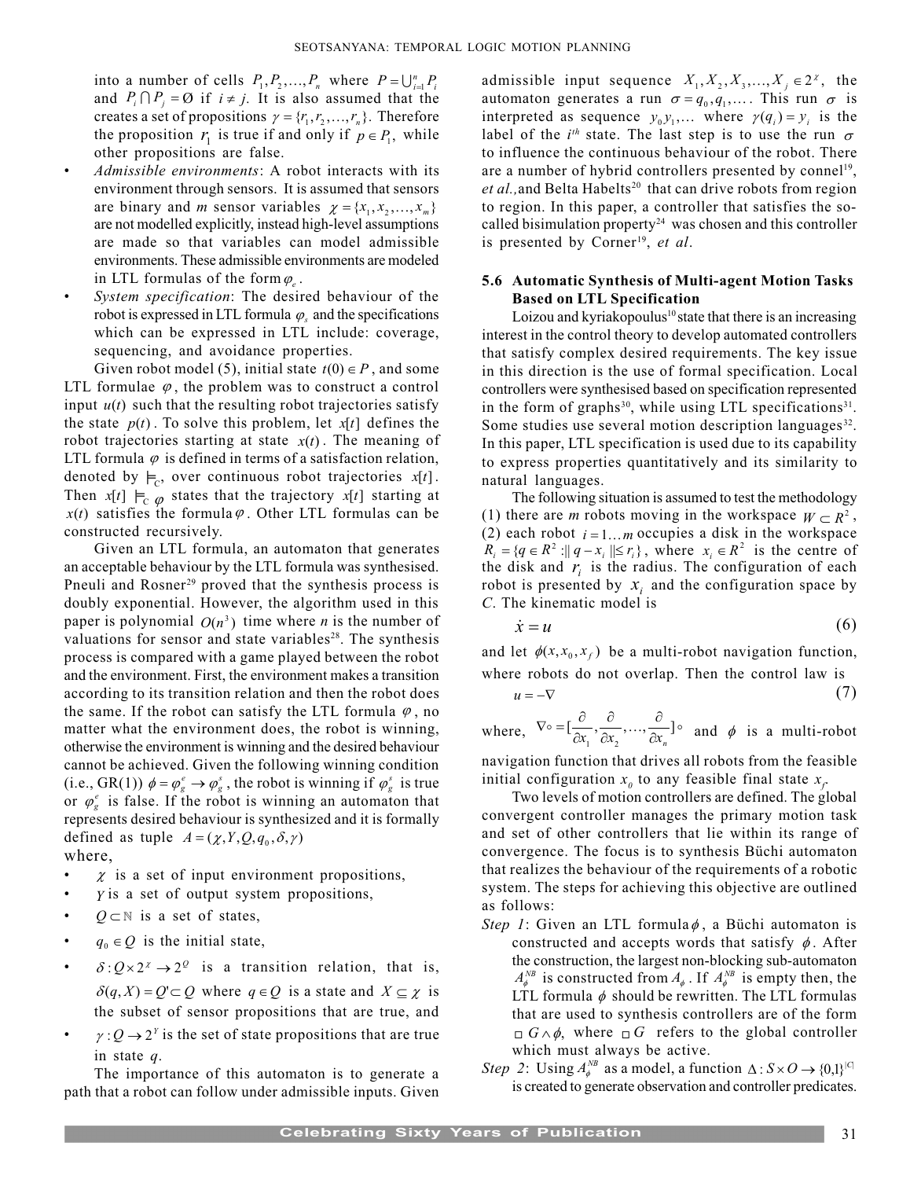into a number of cells $P_1, P_2, \ldots, P_n$ where $P = \bigcup_{i=1}^{n} P_i$ and $P_i \cap P_j = \emptyset$ if $i \neq j$. It is also assumed that the creates a set of propositions $\gamma = \{r_1, r_2, \ldots, r_n\}$. Therefore the proposition $r_1$ is true if and only if $p \in P_1$, while other propositions are false.

- *Admissible environments*: A robot interacts with its environment through sensors. It is assumed that sensors are binary and *m* sensor variables $\chi = \{x_1, x_2, \ldots, x_m\}$ are not modelled explicitly, instead high-level assumptions are made so that variables can model admissible environments. These admissible environments are modeled in LTL formulas of the form $\varphi_e$.
- *System specification*: The desired behaviour of the robot is expressed in LTL formula $\varphi_s$ and the specifications which can be expressed in LTL include: coverage, sequencing, and avoidance properties.

Given robot model (5), initial state $t(0) \in P$, and some LTL formulae $\varphi$, the problem was to construct a control input $u(t)$ such that the resulting robot trajectories satisfy the state $p(t)$. To solve this problem, let $x[t]$ defines the robot trajectories starting at state $x(t)$. The meaning of LTL formula $\varphi$ is defined in terms of a satisfaction relation, denoted by $\models_C$, over continuous robot trajectories $x[t]$. Then $x[t] \models_C \varphi$ states that the trajectory $x[t]$ starting at $x(t)$ satisfies the formula $\varphi$. Other LTL formulas can be constructed recursively.

Given an LTL formula, an automaton that generates an acceptable behaviour by the LTL formula was synthesised. Pneuli and Rosner[29] proved that the synthesis process is doubly exponential. However, the algorithm used in this paper is polynomial $O(n^3)$ time where *n* is the number of valuations for sensor and state variables[28]. The synthesis process is compared with a game played between the robot and the environment. First, the environment makes a transition according to its transition relation and then the robot does the same. If the robot can satisfy the LTL formula $\varphi$, no matter what the environment does, the robot is winning, otherwise the environment is winning and the desired behaviour cannot be achieved. Given the following winning condition (i.e., GR(1)) $\phi = \varphi_g^e \rightarrow \varphi_g^s$, the robot is winning if $\varphi_g^s$ is true or $\varphi_g^e$ is false. If the robot is winning an automaton that represents desired behaviour is synthesized and it is formally defined as tuple $A = (\chi, Y, Q, q_0, \delta, \gamma)$

where,

- $\chi$ is a set of input environment propositions,
- $Y$ is a set of output system propositions,
- $Q \subset \mathbb{N}$ is a set of states,
- $q_0 \in Q$ is the initial state,
- $\delta : Q \times 2^{\chi} \rightarrow 2^{Q}$ is a transition relation, that is, $\delta(q, X) = Q' \subset Q$ where $q \in Q$ is a state and $X \subseteq \chi$ is the subset of sensor propositions that are true, and
- $\gamma : Q \rightarrow 2^{Y}$ is the set of state propositions that are true in state *q*.

The importance of this automaton is to generate a path that a robot can follow under admissible inputs. Given admissible input sequence $X_1, X_2, X_3, \ldots, X_j \in 2^{\chi}$, the automaton generates a run $\sigma = q_0, q_1, \ldots$. This run $\sigma$ is interpreted as sequence $y_0 y_1, \ldots$ where $\gamma(q_i) = y_i$ is the label of the $i^{th}$ state. The last step is to use the run $\sigma$ to influence the continuous behaviour of the robot. There are a number of hybrid controllers presented by connel[19], *et al.*, and Belta Habelts[20] that can drive robots from region to region. In this paper, a controller that satisfies the so-called bisimulation property[24] was chosen and this controller is presented by Corner[19], *et al*.

### 5.6 Automatic Synthesis of Multi-agent Motion Tasks Based on LTL Specification

Loizou and kyriakopoulus[10] state that there is an increasing interest in the control theory to develop automated controllers that satisfy complex desired requirements. The key issue in this direction is the use of formal specification. Local controllers were synthesised based on specification represented in the form of graphs[30], while using LTL specifications[31]. Some studies use several motion description languages[32]. In this paper, LTL specification is used due to its capability to express properties quantitatively and its similarity to natural languages.

The following situation is assumed to test the methodology (1) there are *m* robots moving in the workspace $W \subset R^2$, (2) each robot $i = 1 \ldots m$ occupies a disk in the workspace $R_i = \{q \in R^2 : \| q - x_i \| \leq r_i\}$, where $x_i \in R^2$ is the centre of the disk and $r_i$ is the radius. The configuration of each robot is presented by $x_i$ and the configuration space by *C*. The kinematic model is

$$\dot{x} = u \tag{6}$$

and let $\phi(x, x_0, x_f)$ be a multi-robot navigation function, where robots do not overlap. Then the control law is

$$u = -\nabla \tag{7}$$

where, $\nabla \circ = [\frac{\partial}{\partial x_1}, \frac{\partial}{\partial x_2}, \ldots, \frac{\partial}{\partial x_n}] \circ$ and $\phi$ is a multi-robot navigation function that drives all robots from the feasible initial configuration $x_0$ to any feasible final state $x_f$.

Two levels of motion controllers are defined. The global convergent controller manages the primary motion task and set of other controllers that lie within its range of convergence. The focus is to synthesis Büchi automaton that realizes the behaviour of the requirements of a robotic system. The steps for achieving this objective are outlined as follows:

*Step 1*: Given an LTL formula $\phi$, a Büchi automaton is constructed and accepts words that satisfy $\phi$. After the construction, the largest non-blocking sub-automaton $A_\phi^{NB}$ is constructed from $A_\phi$. If $A_\phi^{NB}$ is empty then, the LTL formula $\phi$ should be rewritten. The LTL formulas that are used to synthesis controllers are of the form $\square G \wedge \phi$, where $\square G$ refers to the global controller which must always be active.

*Step 2*: Using $A_\phi^{NB}$ as a model, a function $\Delta : S \times O \rightarrow \{0,1\}^{|C|}$ is created to generate observation and controller predicates.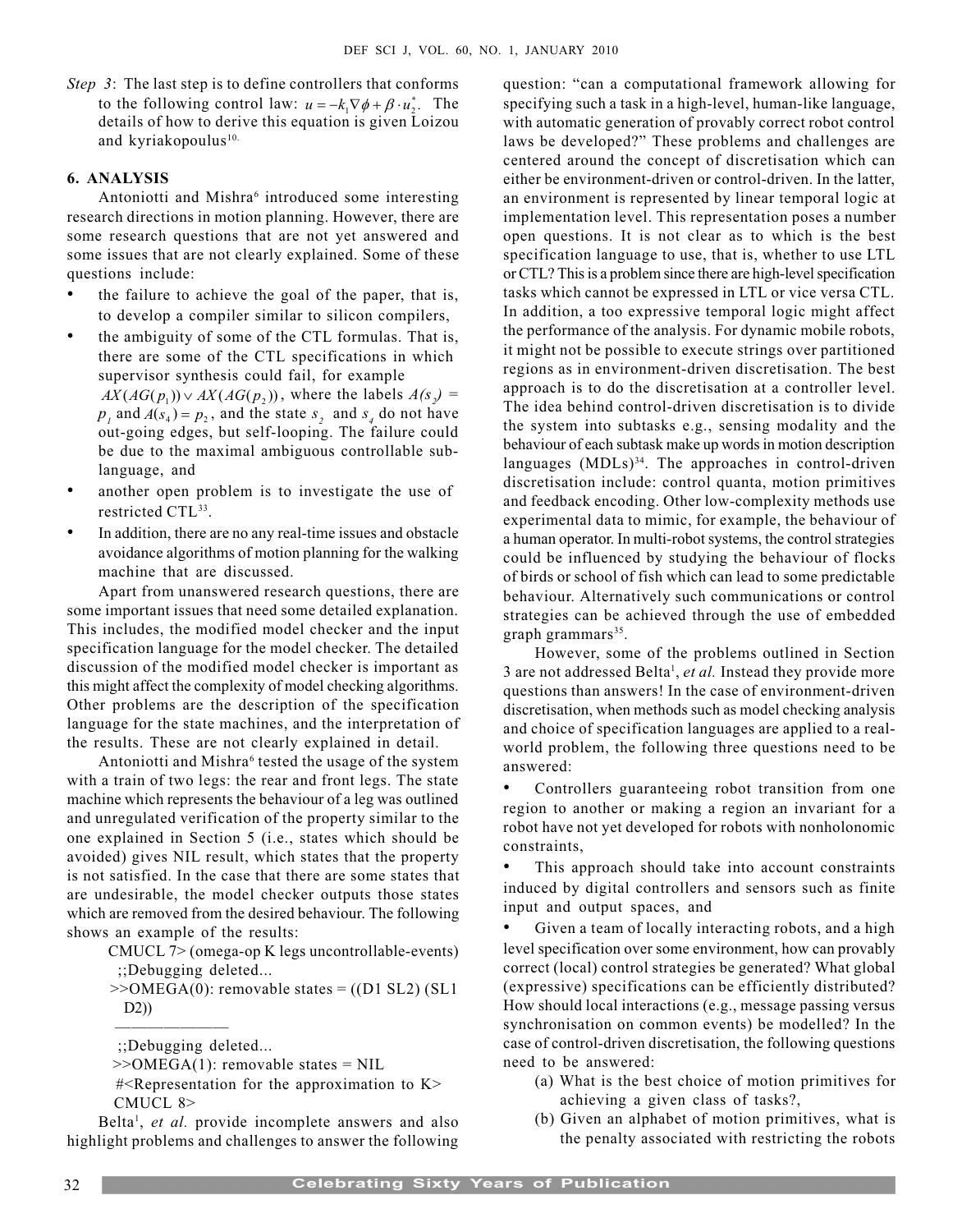*Step 3*: The last step is to define controllers that conforms to the following control law: $u = -k_1 \nabla \phi + \beta \cdot u_2^*$. The details of how to derive this equation is given Loizou and kyriakopoulus[10.]

## 6. ANALYSIS

Antoniotti and Mishra[6] introduced some interesting research directions in motion planning. However, there are some research questions that are not yet answered and some issues that are not clearly explained. Some of these questions include:

- the failure to achieve the goal of the paper, that is, to develop a compiler similar to silicon compilers,
- the ambiguity of some of the CTL formulas. That is, there are some of the CTL specifications in which supervisor synthesis could fail, for example $AX(AG(p_1)) \vee AX(AG(p_2))$, where the labels $A(s_2) = p_1$ and $A(s_4) = p_2$, and the state $s_2$ and $s_4$ do not have out-going edges, but self-looping. The failure could be due to the maximal ambiguous controllable sub-language, and
- another open problem is to investigate the use of restricted CTL[33].
- In addition, there are no any real-time issues and obstacle avoidance algorithms of motion planning for the walking machine that are discussed.

Apart from unanswered research questions, there are some important issues that need some detailed explanation. This includes, the modified model checker and the input specification language for the model checker. The detailed discussion of the modified model checker is important as this might affect the complexity of model checking algorithms. Other problems are the description of the specification language for the state machines, and the interpretation of the results. These are not clearly explained in detail.

Antoniotti and Mishra[6] tested the usage of the system with a train of two legs: the rear and front legs. The state machine which represents the behaviour of a leg was outlined and unregulated verification of the property similar to the one explained in Section 5 (i.e., states which should be avoided) gives NIL result, which states that the property is not satisfied. In the case that there are some states that are undesirable, the model checker outputs those states which are removed from the desired behaviour. The following shows an example of the results:

```
CMUCL 7> (omega-op K legs uncontrollable-events)
  ;;Debugging deleted...
 >>OMEGA(0): removable states = ((D1 SL2) (SL1
   D2))
  ——————————
  ;;Debugging deleted...
 >>OMEGA(1): removable states = NIL
  #<Representation for the approximation to K>
CMUCL 8>
```

Belta[1], *et al.* provide incomplete answers and also highlight problems and challenges to answer the following question: "can a computational framework allowing for specifying such a task in a high-level, human-like language, with automatic generation of provably correct robot control laws be developed?" These problems and challenges are centered around the concept of discretisation which can either be environment-driven or control-driven. In the latter, an environment is represented by linear temporal logic at implementation level. This representation poses a number open questions. It is not clear as to which is the best specification language to use, that is, whether to use LTL or CTL? This is a problem since there are high-level specification tasks which cannot be expressed in LTL or vice versa CTL. In addition, a too expressive temporal logic might affect the performance of the analysis. For dynamic mobile robots, it might not be possible to execute strings over partitioned regions as in environment-driven discretisation. The best approach is to do the discretisation at a controller level. The idea behind control-driven discretisation is to divide the system into subtasks e.g., sensing modality and the behaviour of each subtask make up words in motion description languages (MDLs)[34]. The approaches in control-driven discretisation include: control quanta, motion primitives and feedback encoding. Other low-complexity methods use experimental data to mimic, for example, the behaviour of a human operator. In multi-robot systems, the control strategies could be influenced by studying the behaviour of flocks of birds or school of fish which can lead to some predictable behaviour. Alternatively such communications or control strategies can be achieved through the use of embedded graph grammars[35].

However, some of the problems outlined in Section 3 are not addressed Belta[1], *et al.* Instead they provide more questions than answers! In the case of environment-driven discretisation, when methods such as model checking analysis and choice of specification languages are applied to a real-world problem, the following three questions need to be answered:

- Controllers guaranteeing robot transition from one region to another or making a region an invariant for a robot have not yet developed for robots with nonholonomic constraints,
- This approach should take into account constraints induced by digital controllers and sensors such as finite input and output spaces, and
- Given a team of locally interacting robots, and a high level specification over some environment, how can provably correct (local) control strategies be generated? What global (expressive) specifications can be efficiently distributed? How should local interactions (e.g., message passing versus synchronisation on common events) be modelled? In the case of control-driven discretisation, the following questions need to be answered:
  - (a) What is the best choice of motion primitives for achieving a given class of tasks?,
  - (b) Given an alphabet of motion primitives, what is the penalty associated with restricting the robots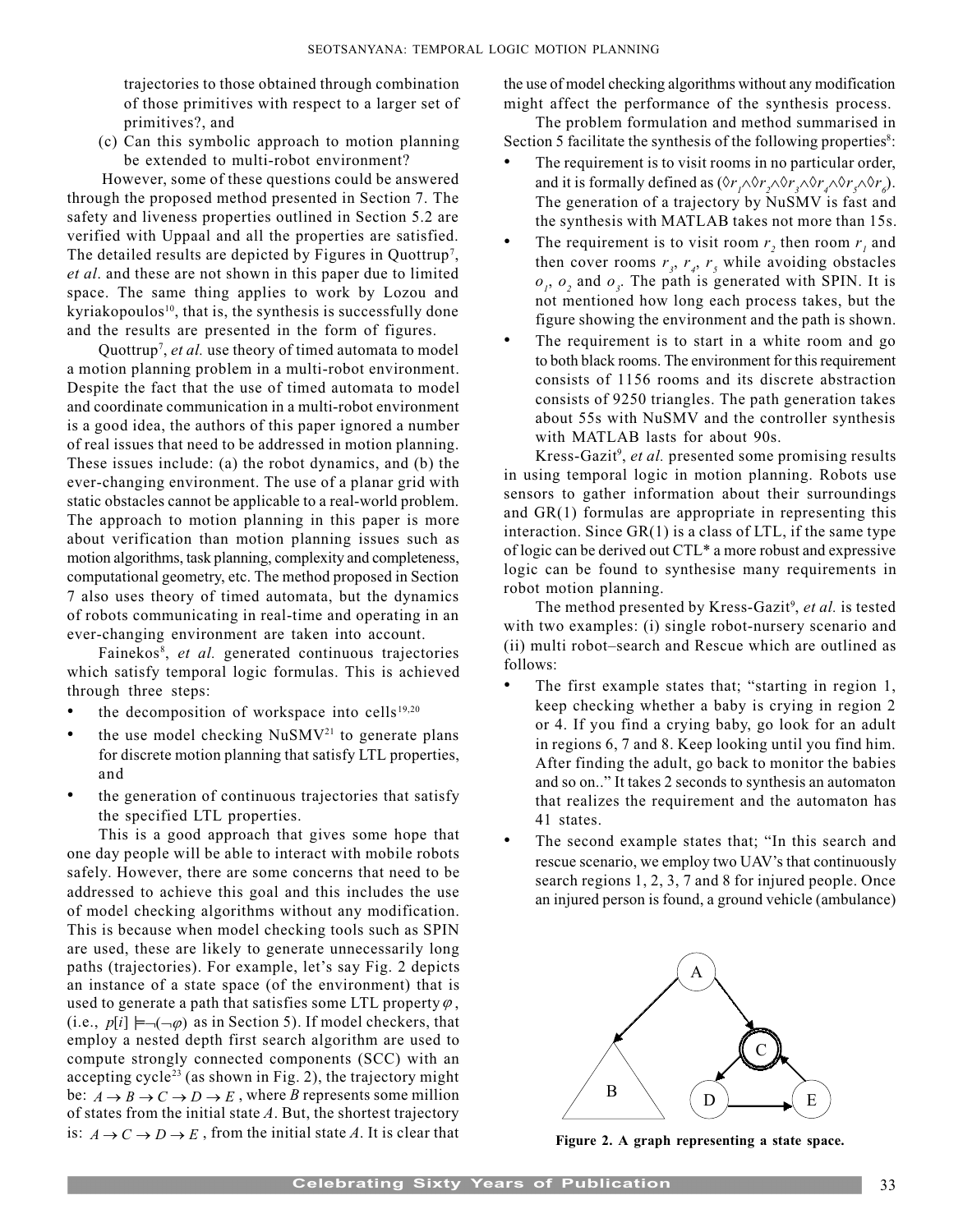trajectories to those obtained through combination of those primitives with respect to a larger set of primitives?, and

(c) Can this symbolic approach to motion planning be extended to multi-robot environment?

However, some of these questions could be answered through the proposed method presented in Section 7. The safety and liveness properties outlined in Section 5.2 are verified with Uppaal and all the properties are satisfied. The detailed results are depicted by Figures in Quottrup[7], *et al*. and these are not shown in this paper due to limited space. The same thing applies to work by Lozou and kyriakopoulos[10], that is, the synthesis is successfully done and the results are presented in the form of figures.

Quottrup[7], *et al.* use theory of timed automata to model a motion planning problem in a multi-robot environment. Despite the fact that the use of timed automata to model and coordinate communication in a multi-robot environment is a good idea, the authors of this paper ignored a number of real issues that need to be addressed in motion planning. These issues include: (a) the robot dynamics, and (b) the ever-changing environment. The use of a planar grid with static obstacles cannot be applicable to a real-world problem. The approach to motion planning in this paper is more about verification than motion planning issues such as motion algorithms, task planning, complexity and completeness, computational geometry, etc. The method proposed in Section 7 also uses theory of timed automata, but the dynamics of robots communicating in real-time and operating in an ever-changing environment are taken into account.

Fainekos[8], *et al.* generated continuous trajectories which satisfy temporal logic formulas. This is achieved through three steps:

- the decomposition of workspace into cells[19,20]
- the use model checking NuSMV[21] to generate plans for discrete motion planning that satisfy LTL properties, and
- the generation of continuous trajectories that satisfy the specified LTL properties.

This is a good approach that gives some hope that one day people will be able to interact with mobile robots safely. However, there are some concerns that need to be addressed to achieve this goal and this includes the use of model checking algorithms without any modification. This is because when model checking tools such as SPIN are used, these are likely to generate unnecessarily long paths (trajectories). For example, let's say Fig. 2 depicts an instance of a state space (of the environment) that is used to generate a path that satisfies some LTL property $\varphi$, (i.e., $p[i] \models \neg(\neg\varphi)$ as in Section 5). If model checkers, that employ a nested depth first search algorithm are used to compute strongly connected components (SCC) with an accepting cycle[23] (as shown in Fig. 2), the trajectory might be: $A \rightarrow B \rightarrow C \rightarrow D \rightarrow E$ , where *B* represents some million of states from the initial state *A*. But, the shortest trajectory is: $A \rightarrow C \rightarrow D \rightarrow E$ , from the initial state *A*. It is clear that the use of model checking algorithms without any modification might affect the performance of the synthesis process.

The problem formulation and method summarised in Section 5 facilitate the synthesis of the following properties[8]:

- The requirement is to visit rooms in no particular order, and it is formally defined as $(\Diamond r_1 \wedge \Diamond r_2 \wedge \Diamond r_3 \wedge \Diamond r_4 \wedge \Diamond r_5 \wedge \Diamond r_6)$. The generation of a trajectory by NuSMV is fast and the synthesis with MATLAB takes not more than 15s.
- The requirement is to visit room $r_2$ then room $r_1$ and then cover rooms $r_3$, $r_4$, $r_5$ while avoiding obstacles $o_1$, $o_2$ and $o_3$. The path is generated with SPIN. It is not mentioned how long each process takes, but the figure showing the environment and the path is shown.
- The requirement is to start in a white room and go to both black rooms. The environment for this requirement consists of 1156 rooms and its discrete abstraction consists of 9250 triangles. The path generation takes about 55s with NuSMV and the controller synthesis with MATLAB lasts for about 90s.

Kress-Gazit[9], *et al.* presented some promising results in using temporal logic in motion planning. Robots use sensors to gather information about their surroundings and GR(1) formulas are appropriate in representing this interaction. Since GR(1) is a class of LTL, if the same type of logic can be derived out CTL* a more robust and expressive logic can be found to synthesise many requirements in robot motion planning.

The method presented by Kress-Gazit[9], *et al.* is tested with two examples: (i) single robot-nursery scenario and (ii) multi robot–search and Rescue which are outlined as follows:

- The first example states that; "starting in region 1, keep checking whether a baby is crying in region 2 or 4. If you find a crying baby, go look for an adult in regions 6, 7 and 8. Keep looking until you find him. After finding the adult, go back to monitor the babies and so on.." It takes 2 seconds to synthesis an automaton that realizes the requirement and the automaton has 41 states.
- The second example states that; "In this search and rescue scenario, we employ two UAV's that continuously search regions 1, 2, 3, 7 and 8 for injured people. Once an injured person is found, a ground vehicle (ambulance)

**Figure 2. A graph representing a state space.**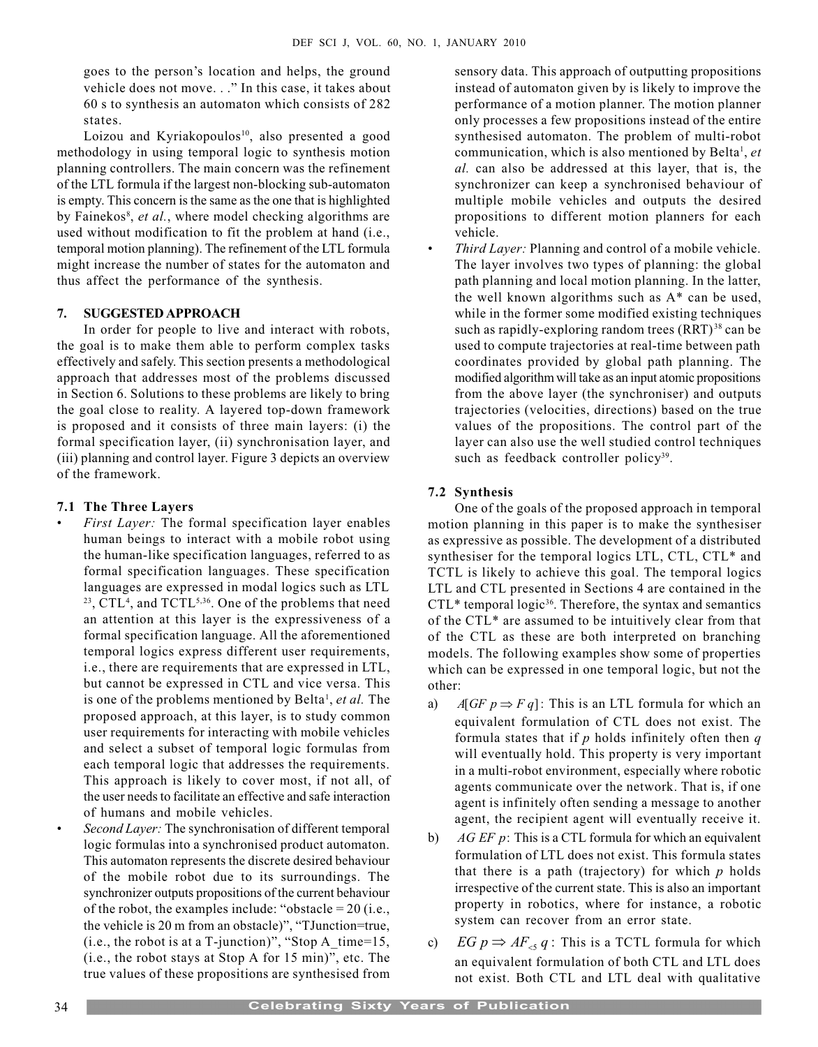goes to the person's location and helps, the ground vehicle does not move. . ." In this case, it takes about 60 s to synthesis an automaton which consists of 282 states.

Loizou and Kyriakopoulos[10], also presented a good methodology in using temporal logic to synthesis motion planning controllers. The main concern was the refinement of the LTL formula if the largest non-blocking sub-automaton is empty. This concern is the same as the one that is highlighted by Fainekos[8], *et al.*, where model checking algorithms are used without modification to fit the problem at hand (i.e., temporal motion planning). The refinement of the LTL formula might increase the number of states for the automaton and thus affect the performance of the synthesis.

## 7. SUGGESTED APPROACH

In order for people to live and interact with robots, the goal is to make them able to perform complex tasks effectively and safely. This section presents a methodological approach that addresses most of the problems discussed in Section 6. Solutions to these problems are likely to bring the goal close to reality. A layered top-down framework is proposed and it consists of three main layers: (i) the formal specification layer, (ii) synchronisation layer, and (iii) planning and control layer. Figure 3 depicts an overview of the framework.

### 7.1 The Three Layers

- *First Layer:* The formal specification layer enables human beings to interact with a mobile robot using the human-like specification languages, referred to as formal specification languages. These specification languages are expressed in modal logics such as LTL [23], CTL[4], and TCTL[5,36]. One of the problems that need an attention at this layer is the expressiveness of a formal specification language. All the aforementioned temporal logics express different user requirements, i.e., there are requirements that are expressed in LTL, but cannot be expressed in CTL and vice versa. This is one of the problems mentioned by Belta[1], *et al.* The proposed approach, at this layer, is to study common user requirements for interacting with mobile vehicles and select a subset of temporal logic formulas from each temporal logic that addresses the requirements. This approach is likely to cover most, if not all, of the user needs to facilitate an effective and safe interaction of humans and mobile vehicles.
- *Second Layer:* The synchronisation of different temporal logic formulas into a synchronised product automaton. This automaton represents the discrete desired behaviour of the mobile robot due to its surroundings. The synchronizer outputs propositions of the current behaviour of the robot, the examples include: "obstacle = 20 (i.e., the vehicle is 20 m from an obstacle)", "TJunction=true, (i.e., the robot is at a T-junction)", "Stop A_time=15, (i.e., the robot stays at Stop A for 15 min)", etc. The true values of these propositions are synthesised from sensory data. This approach of outputting propositions instead of automaton given by is likely to improve the performance of a motion planner. The motion planner only processes a few propositions instead of the entire synthesised automaton. The problem of multi-robot communication, which is also mentioned by Belta[1], *et al.* can also be addressed at this layer, that is, the synchronizer can keep a synchronised behaviour of multiple mobile vehicles and outputs the desired propositions to different motion planners for each vehicle.
- *Third Layer:* Planning and control of a mobile vehicle. The layer involves two types of planning: the global path planning and local motion planning. In the latter, the well known algorithms such as A* can be used, while in the former some modified existing techniques such as rapidly-exploring random trees (RRT)[38] can be used to compute trajectories at real-time between path coordinates provided by global path planning. The modified algorithm will take as an input atomic propositions from the above layer (the synchroniser) and outputs trajectories (velocities, directions) based on the true values of the propositions. The control part of the layer can also use the well studied control techniques such as feedback controller policy[39].

### 7.2 Synthesis

One of the goals of the proposed approach in temporal motion planning in this paper is to make the synthesiser as expressive as possible. The development of a distributed synthesiser for the temporal logics LTL, CTL, CTL* and TCTL is likely to achieve this goal. The temporal logics LTL and CTL presented in Sections 4 are contained in the CTL* temporal logic[36]. Therefore, the syntax and semantics of the CTL* are assumed to be intuitively clear from that of the CTL as these are both interpreted on branching models. The following examples show some of properties which can be expressed in one temporal logic, but not the other:

a) $A[GF\ p \Rightarrow F\ q]$: This is an LTL formula for which an equivalent formulation of CTL does not exist. The formula states that if $p$ holds infinitely often then $q$ will eventually hold. This property is very important in a multi-robot environment, especially where robotic agents communicate over the network. That is, if one agent is infinitely often sending a message to another agent, the recipient agent will eventually receive it.

b) $AG\ EF\ p$: This is a CTL formula for which an equivalent formulation of LTL does not exist. This formula states that there is a path (trajectory) for which $p$ holds irrespective of the current state. This is also an important property in robotics, where for instance, a robotic system can recover from an error state.

c) $EG\ p \Rightarrow AF_{<5}\ q$: This is a TCTL formula for which an equivalent formulation of both CTL and LTL does not exist. Both CTL and LTL deal with qualitative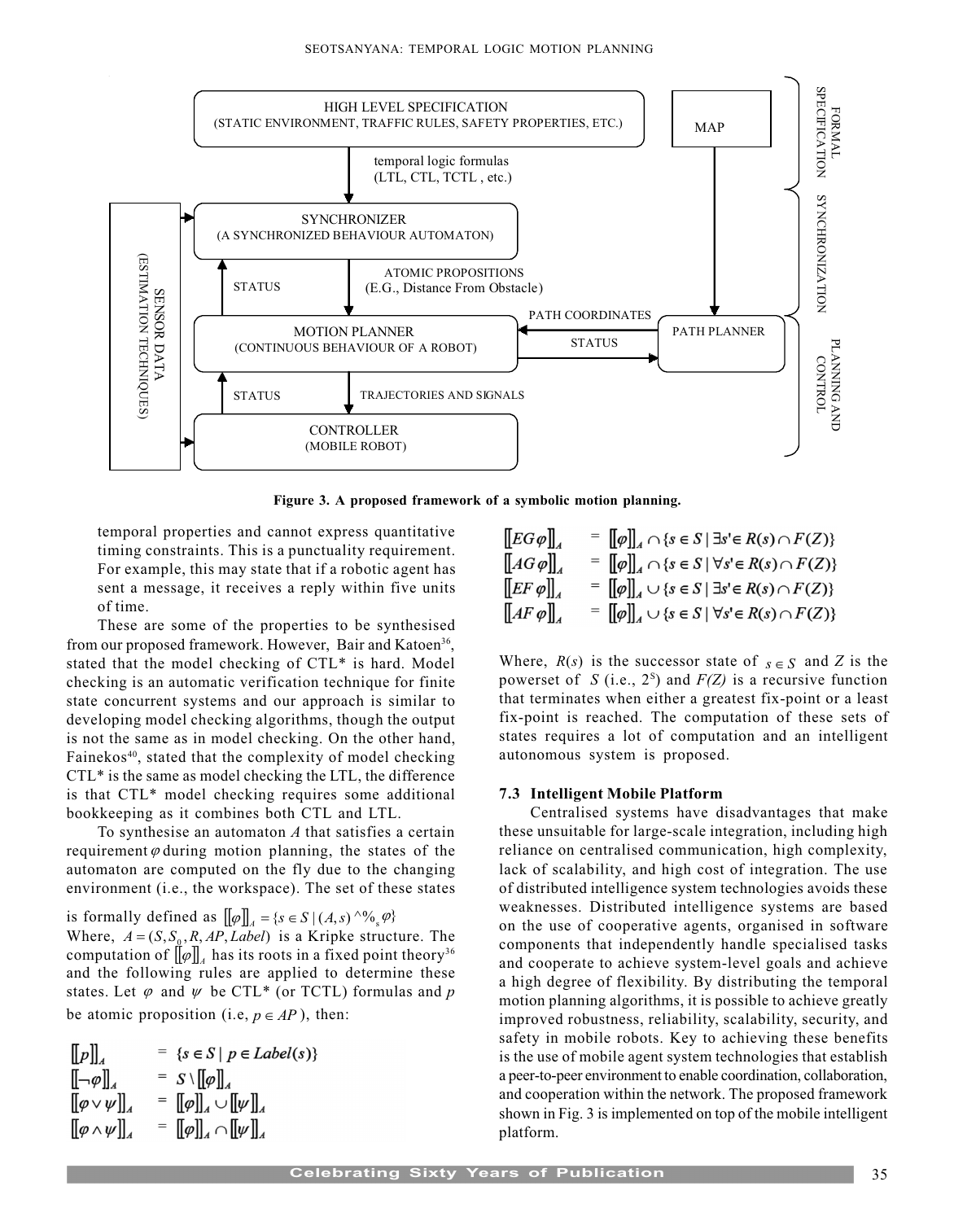Figure 3. A proposed framework of a symbolic motion planning.

temporal properties and cannot express quantitative timing constraints. This is a punctuality requirement. For example, this may state that if a robotic agent has sent a message, it receives a reply within five units of time.

These are some of the properties to be synthesised from our proposed framework. However, Bair and Katoen[36], stated that the model checking of CTL* is hard. Model checking is an automatic verification technique for finite state concurrent systems and our approach is similar to developing model checking algorithms, though the output is not the same as in model checking. On the other hand, Fainekos[40], stated that the complexity of model checking CTL* is the same as model checking the LTL, the difference is that CTL* model checking requires some additional bookkeeping as it combines both CTL and LTL.

To synthesise an automaton $A$ that satisfies a certain requirement $\varphi$ during motion planning, the states of the automaton are computed on the fly due to the changing environment (i.e., the workspace). The set of these states is formally defined as $[[\varphi]]_A = \{s \in S \mid (A,s) \models_s \varphi\}$

Where, $A = (S, S_0, R, AP, Label)$ is a Kripke structure. The computation of $[[\varphi]]_A$ has its roots in a fixed point theory[36] and the following rules are applied to determine these states. Let $\varphi$ and $\psi$ be CTL* (or TCTL) formulas and $p$ be atomic proposition (i.e, $p \in AP$), then:

$$[[p]]_A = \{s \in S \mid p \in Label(s)\}$$

$$[[\neg\varphi]]_A = S \setminus [[\varphi]]_A$$

$$[[\varphi \vee \psi]]_A = [[\varphi]]_A \cup [[\psi]]_A$$

$$[[\varphi \wedge \psi]]_A = [[\varphi]]_A \cap [[\psi]]_A$$

$$[[EG\varphi]]_A = [[\varphi]]_A \cap \{s \in S \mid \exists s' \in R(s) \cap F(Z)\}$$

$$[[AG\varphi]]_A = [[\varphi]]_A \cap \{s \in S \mid \forall s' \in R(s) \cap F(Z)\}$$

$$[[EF\varphi]]_A = [[\varphi]]_A \cup \{s \in S \mid \exists s' \in R(s) \cap F(Z)\}$$

$$[[AF\varphi]]_A = [[\varphi]]_A \cup \{s \in S \mid \forall s' \in R(s) \cap F(Z)\}$$

Where, $R(s)$ is the successor state of $s \in S$ and $Z$ is the powerset of $S$ (i.e., $2^S$) and $F(Z)$ is a recursive function that terminates when either a greatest fix-point or a least fix-point is reached. The computation of these sets of states requires a lot of computation and an intelligent autonomous system is proposed.

### 7.3 Intelligent Mobile Platform

Centralised systems have disadvantages that make these unsuitable for large-scale integration, including high reliance on centralised communication, high complexity, lack of scalability, and high cost of integration. The use of distributed intelligence system technologies avoids these weaknesses. Distributed intelligence systems are based on the use of cooperative agents, organised in software components that independently handle specialised tasks and cooperate to achieve system-level goals and achieve a high degree of flexibility. By distributing the temporal motion planning algorithms, it is possible to achieve greatly improved robustness, reliability, scalability, security, and safety in mobile robots. Key to achieving these benefits is the use of mobile agent system technologies that establish a peer-to-peer environment to enable coordination, collaboration, and cooperation within the network. The proposed framework shown in Fig. 3 is implemented on top of the mobile intelligent platform.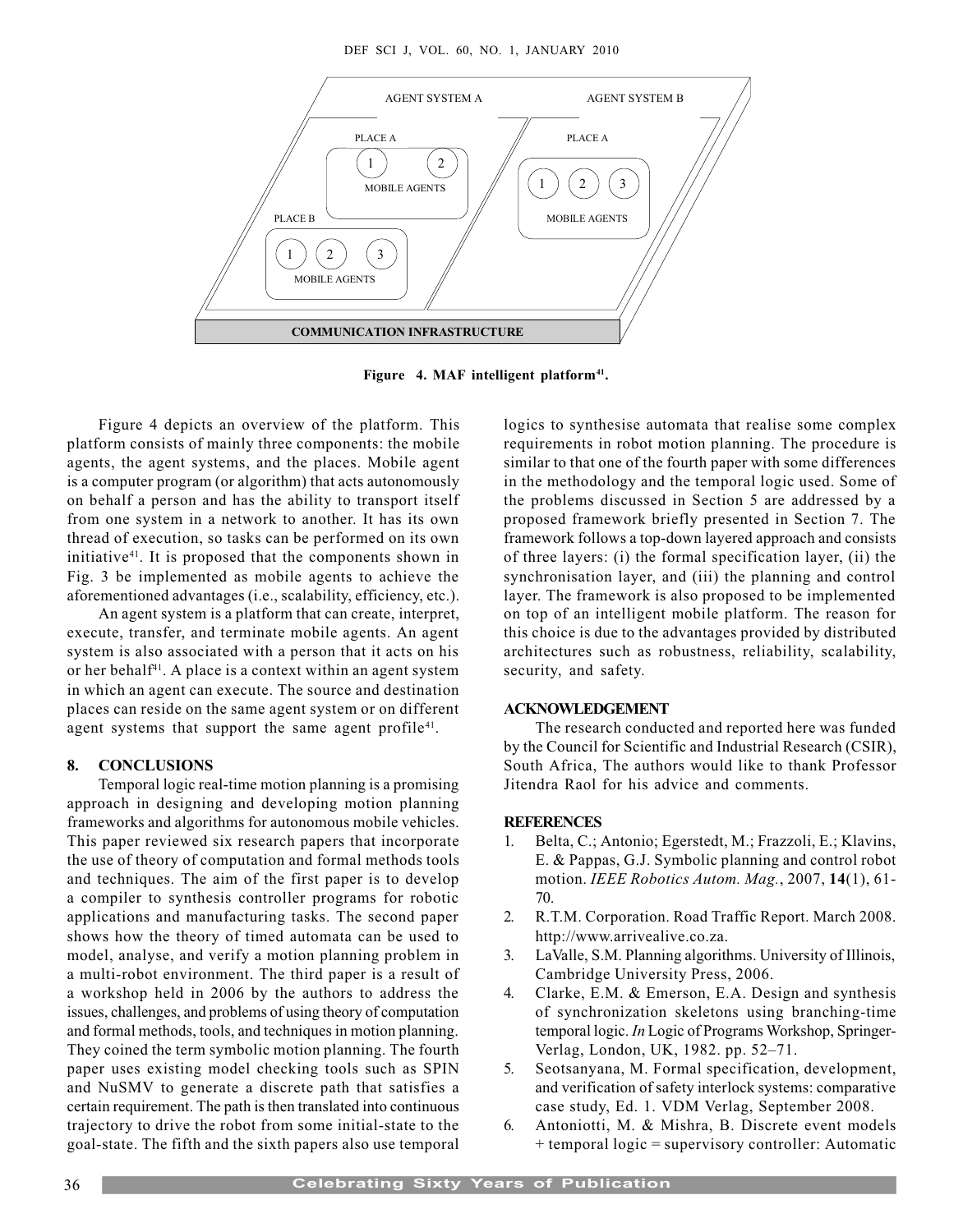Figure 4. MAF intelligent platform[41].

Figure 4 depicts an overview of the platform. This platform consists of mainly three components: the mobile agents, the agent systems, and the places. Mobile agent is a computer program (or algorithm) that acts autonomously on behalf a person and has the ability to transport itself from one system in a network to another. It has its own thread of execution, so tasks can be performed on its own initiative[41]. It is proposed that the components shown in Fig. 3 be implemented as mobile agents to achieve the aforementioned advantages (i.e., scalability, efficiency, etc.).

An agent system is a platform that can create, interpret, execute, transfer, and terminate mobile agents. An agent system is also associated with a person that it acts on his or her behalf[41]. A place is a context within an agent system in which an agent can execute. The source and destination places can reside on the same agent system or on different agent systems that support the same agent profile[41].

## 8. CONCLUSIONS

Temporal logic real-time motion planning is a promising approach in designing and developing motion planning frameworks and algorithms for autonomous mobile vehicles. This paper reviewed six research papers that incorporate the use of theory of computation and formal methods tools and techniques. The aim of the first paper is to develop a compiler to synthesis controller programs for robotic applications and manufacturing tasks. The second paper shows how the theory of timed automata can be used to model, analyse, and verify a motion planning problem in a multi-robot environment. The third paper is a result of a workshop held in 2006 by the authors to address the issues, challenges, and problems of using theory of computation and formal methods, tools, and techniques in motion planning. They coined the term symbolic motion planning. The fourth paper uses existing model checking tools such as SPIN and NuSMV to generate a discrete path that satisfies a certain requirement. The path is then translated into continuous trajectory to drive the robot from some initial-state to the goal-state. The fifth and the sixth papers also use temporal logics to synthesise automata that realise some complex requirements in robot motion planning. The procedure is similar to that one of the fourth paper with some differences in the methodology and the temporal logic used. Some of the problems discussed in Section 5 are addressed by a proposed framework briefly presented in Section 7. The framework follows a top-down layered approach and consists of three layers: (i) the formal specification layer, (ii) the synchronisation layer, and (iii) the planning and control layer. The framework is also proposed to be implemented on top of an intelligent mobile platform. The reason for this choice is due to the advantages provided by distributed architectures such as robustness, reliability, scalability, security, and safety.

## ACKNOWLEDGEMENT

The research conducted and reported here was funded by the Council for Scientific and Industrial Research (CSIR), South Africa, The authors would like to thank Professor Jitendra Raol for his advice and comments.

## REFERENCES

1. Belta, C.; Antonio; Egerstedt, M.; Frazzoli, E.; Klavins, E. & Pappas, G.J. Symbolic planning and control robot motion. *IEEE Robotics Autom. Mag.*, 2007, **14**(1), 61-70.
2. R.T.M. Corporation. Road Traffic Report. March 2008. http://www.arrivealive.co.za.
3. LaValle, S.M. Planning algorithms. University of Illinois, Cambridge University Press, 2006.
4. Clarke, E.M. & Emerson, E.A. Design and synthesis of synchronization skeletons using branching-time temporal logic. *In* Logic of Programs Workshop, Springer-Verlag, London, UK, 1982. pp. 52–71.
5. Seotsanyana, M. Formal specification, development, and verification of safety interlock systems: comparative case study, Ed. 1. VDM Verlag, September 2008.
6. Antoniotti, M. & Mishra, B. Discrete event models + temporal logic = supervisory controller: Automatic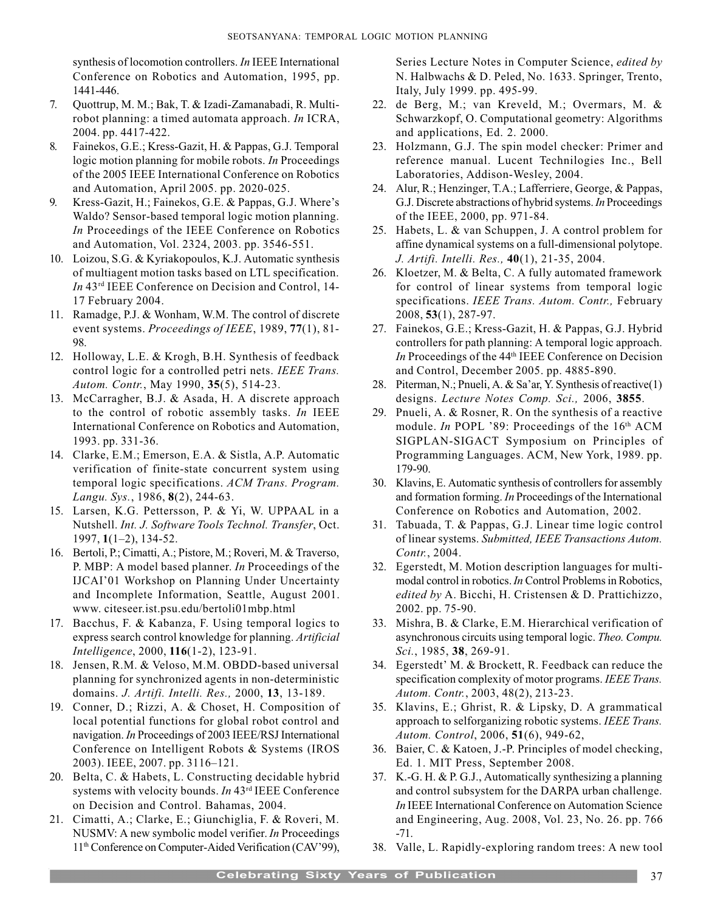synthesis of locomotion controllers. *In* IEEE International Conference on Robotics and Automation, 1995, pp. 1441-446.

7. Quottrup, M. M.; Bak, T. & Izadi-Zamanabadi, R. Multi-robot planning: a timed automata approach. *In* ICRA, 2004. pp. 4417-422.
8. Fainekos, G.E.; Kress-Gazit, H. & Pappas, G.J. Temporal logic motion planning for mobile robots. *In* Proceedings of the 2005 IEEE International Conference on Robotics and Automation, April 2005. pp. 2020-025.
9. Kress-Gazit, H.; Fainekos, G.E. & Pappas, G.J. Where's Waldo? Sensor-based temporal logic motion planning. *In* Proceedings of the IEEE Conference on Robotics and Automation, Vol. 2324, 2003. pp. 3546-551.
10. Loizou, S.G. & Kyriakopoulos, K.J. Automatic synthesis of multiagent motion tasks based on LTL specification. *In* 43rd IEEE Conference on Decision and Control, 14-17 February 2004.
11. Ramadge, P.J. & Wonham, W.M. The control of discrete event systems. *Proceedings of IEEE*, 1989, **77**(1), 81-98.
12. Holloway, L.E. & Krogh, B.H. Synthesis of feedback control logic for a controlled petri nets. *IEEE Trans. Autom. Contr.*, May 1990, **35**(5), 514-23.
13. McCarragher, B.J. & Asada, H. A discrete approach to the control of robotic assembly tasks. *In* IEEE International Conference on Robotics and Automation, 1993. pp. 331-36.
14. Clarke, E.M.; Emerson, E.A. & Sistla, A.P. Automatic verification of finite-state concurrent system using temporal logic specifications. *ACM Trans. Program. Langu. Sys.*, 1986, **8**(2), 244-63.
15. Larsen, K.G. Pettersson, P. & Yi, W. UPPAAL in a Nutshell. *Int. J. Software Tools Technol. Transfer*, Oct. 1997, **1**(1–2), 134-52.
16. Bertoli, P.; Cimatti, A.; Pistore, M.; Roveri, M. & Traverso, P. MBP: A model based planner. *In* Proceedings of the IJCAI'01 Workshop on Planning Under Uncertainty and Incomplete Information, Seattle, August 2001. www. citeseer.ist.psu.edu/bertoli01mbp.html
17. Bacchus, F. & Kabanza, F. Using temporal logics to express search control knowledge for planning. *Artificial Intelligence*, 2000, **116**(1-2), 123-91.
18. Jensen, R.M. & Veloso, M.M. OBDD-based universal planning for synchronized agents in non-deterministic domains. *J. Artifi. Intelli. Res.,* 2000, **13**, 13-189.
19. Conner, D.; Rizzi, A. & Choset, H. Composition of local potential functions for global robot control and navigation. *In* Proceedings of 2003 IEEE/RSJ International Conference on Intelligent Robots & Systems (IROS 2003). IEEE, 2007. pp. 3116–121.
20. Belta, C. & Habets, L. Constructing decidable hybrid systems with velocity bounds. *In* 43rd IEEE Conference on Decision and Control. Bahamas, 2004.
21. Cimatti, A.; Clarke, E.; Giunchiglia, F. & Roveri, M. NUSMV: A new symbolic model verifier. *In* Proceedings 11th Conference on Computer-Aided Verification (CAV'99), Series Lecture Notes in Computer Science, *edited by* N. Halbwachs & D. Peled, No. 1633. Springer, Trento, Italy, July 1999. pp. 495-99.
22. de Berg, M.; van Kreveld, M.; Overmars, M. & Schwarzkopf, O. Computational geometry: Algorithms and applications, Ed. 2. 2000.
23. Holzmann, G.J. The spin model checker: Primer and reference manual. Lucent Technilogies Inc., Bell Laboratories, Addison-Wesley, 2004.
24. Alur, R.; Henzinger, T.A.; Lafferriere, George, & Pappas, G.J. Discrete abstractions of hybrid systems. *In* Proceedings of the IEEE, 2000, pp. 971-84.
25. Habets, L. & van Schuppen, J. A control problem for affine dynamical systems on a full-dimensional polytope. *J. Artifi. Intelli. Res.,* **40**(1), 21-35, 2004.
26. Kloetzer, M. & Belta, C. A fully automated framework for control of linear systems from temporal logic specifications. *IEEE Trans. Autom. Contr.,* February 2008, **53**(1), 287-97.
27. Fainekos, G.E.; Kress-Gazit, H. & Pappas, G.J. Hybrid controllers for path planning: A temporal logic approach. *In* Proceedings of the 44th IEEE Conference on Decision and Control, December 2005. pp. 4885-890.
28. Piterman, N.; Pnueli, A. & Sa'ar, Y. Synthesis of reactive(1) designs. *Lecture Notes Comp. Sci.,* 2006, **3855**.
29. Pnueli, A. & Rosner, R. On the synthesis of a reactive module. *In* POPL '89: Proceedings of the 16th ACM SIGPLAN-SIGACT Symposium on Principles of Programming Languages. ACM, New York, 1989. pp. 179-90.
30. Klavins, E. Automatic synthesis of controllers for assembly and formation forming. *In* Proceedings of the International Conference on Robotics and Automation, 2002.
31. Tabuada, T. & Pappas, G.J. Linear time logic control of linear systems. *Submitted, IEEE Transactions Autom. Contr.*, 2004.
32. Egerstedt, M. Motion description languages for multi-modal control in robotics. *In* Control Problems in Robotics, *edited by* A. Bicchi, H. Cristensen & D. Prattichizzo, 2002. pp. 75-90.
33. Mishra, B. & Clarke, E.M. Hierarchical verification of asynchronous circuits using temporal logic. *Theo. Compu. Sci.*, 1985, **38**, 269-91.
34. Egerstedt' M. & Brockett, R. Feedback can reduce the specification complexity of motor programs. *IEEE Trans. Autom. Contr.*, 2003, 48(2), 213-23.
35. Klavins, E.; Ghrist, R. & Lipsky, D. A grammatical approach to selforganizing robotic systems. *IEEE Trans. Autom. Control*, 2006, **51**(6), 949-62,
36. Baier, C. & Katoen, J.-P. Principles of model checking, Ed. 1. MIT Press, September 2008.
37. K.-G. H. & P. G.J., Automatically synthesizing a planning and control subsystem for the DARPA urban challenge. *In* IEEE International Conference on Automation Science and Engineering, Aug. 2008, Vol. 23, No. 26. pp. 766 -71.
38. Valle, L. Rapidly-exploring random trees: A new tool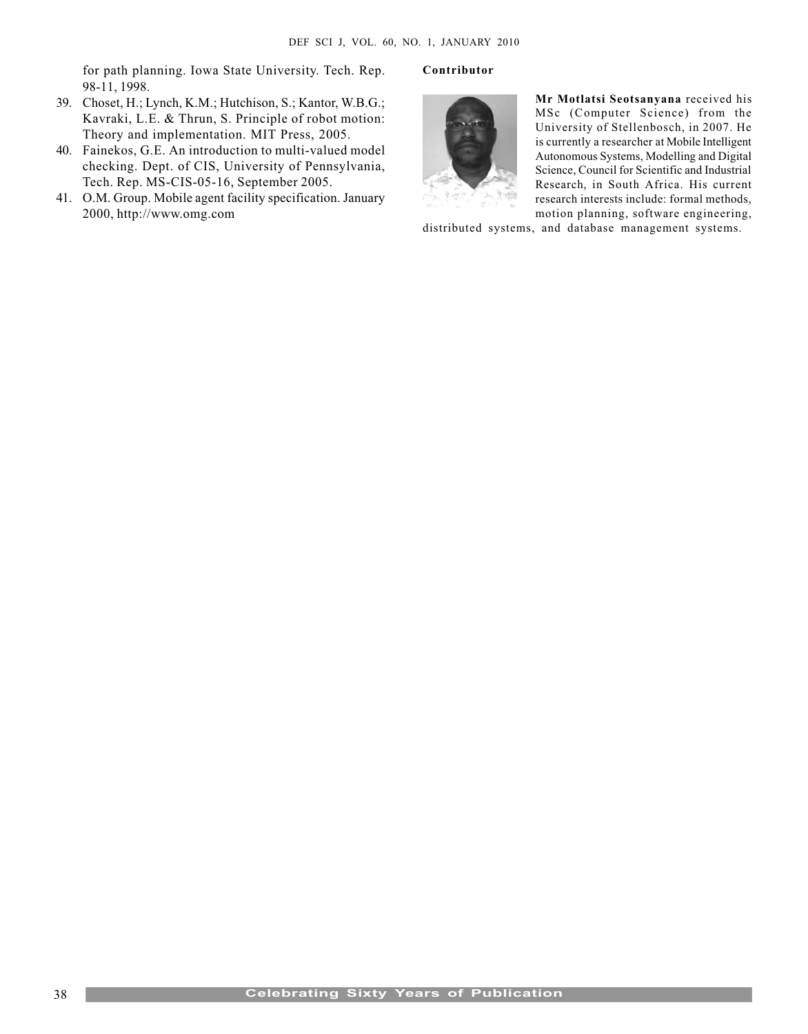for path planning. Iowa State University. Tech. Rep. 98-11, 1998.

39. Choset, H.; Lynch, K.M.; Hutchison, S.; Kantor, W.B.G.; Kavraki, L.E. & Thrun, S. Principle of robot motion: Theory and implementation. MIT Press, 2005.
40. Fainekos, G.E. An introduction to multi-valued model checking. Dept. of CIS, University of Pennsylvania, Tech. Rep. MS-CIS-05-16, September 2005.
41. O.M. Group. Mobile agent facility specification. January 2000, http://www.omg.com

**Contributor**

**Mr Motlatsi Seotsanyana** received his MSc (Computer Science) from the University of Stellenbosch, in 2007. He is currently a researcher at Mobile Intelligent Autonomous Systems, Modelling and Digital Science, Council for Scientific and Industrial Research, in South Africa. His current research interests include: formal methods, motion planning, software engineering, distributed systems, and database management systems.